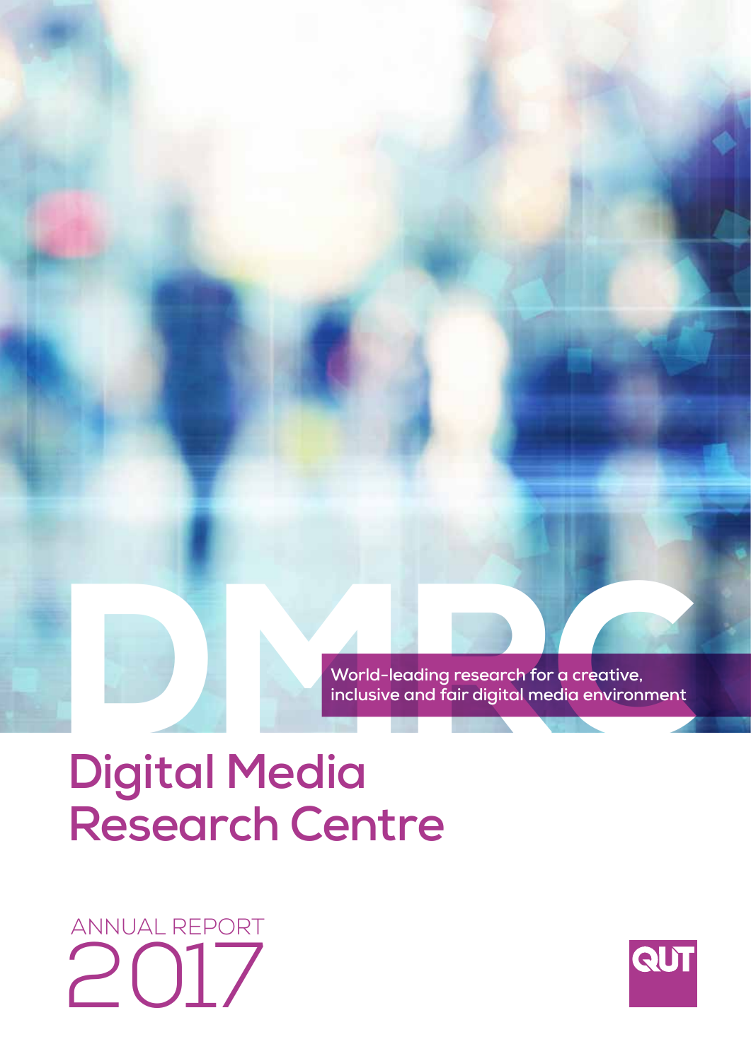DMRC

World-leading research for a creative, inclusive and fair digital media environment

# Digital Media Research Centre

ANNUAL REPORT

2017

QUT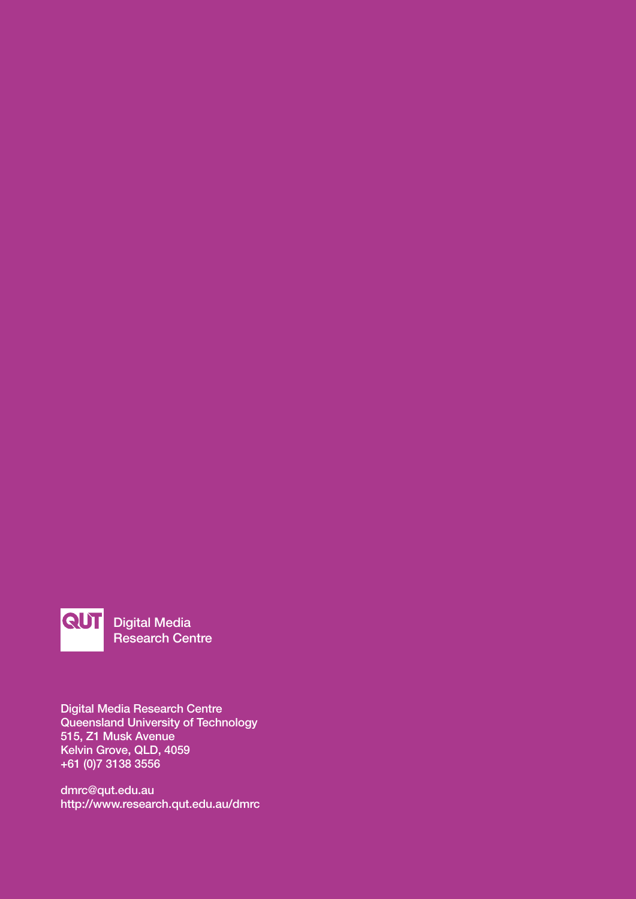QUT Digital Media Research Centre

Digital Media Research Centre
Queensland University of Technology
515, Z1 Musk Avenue
Kelvin Grove, QLD, 4059
+61 (0)7 3138 3556

dmrc@qut.edu.au
http://www.research.qut.edu.au/dmrc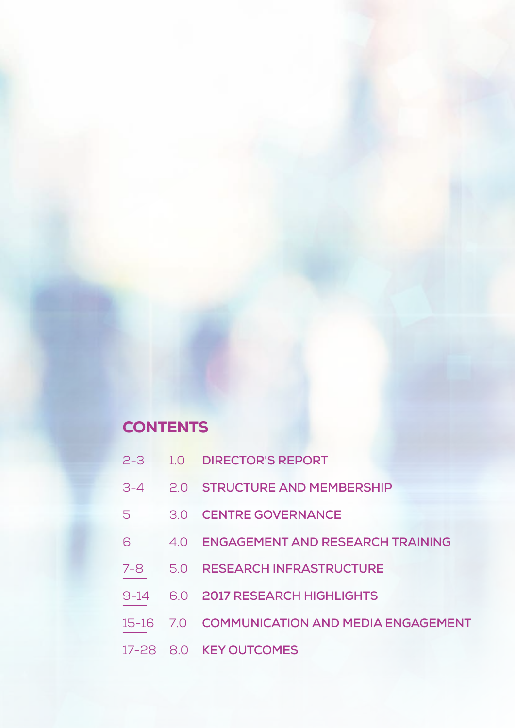## CONTENTS

| Pages | Section | Title |
| --- | --- | --- |
| 2-3 | 1.0 | DIRECTOR'S REPORT |
| 3-4 | 2.0 | STRUCTURE AND MEMBERSHIP |
| 5 | 3.0 | CENTRE GOVERNANCE |
| 6 | 4.0 | ENGAGEMENT AND RESEARCH TRAINING |
| 7-8 | 5.0 | RESEARCH INFRASTRUCTURE |
| 9-14 | 6.0 | 2017 RESEARCH HIGHLIGHTS |
| 15-16 | 7.0 | COMMUNICATION AND MEDIA ENGAGEMENT |
| 17-28 | 8.0 | KEY OUTCOMES |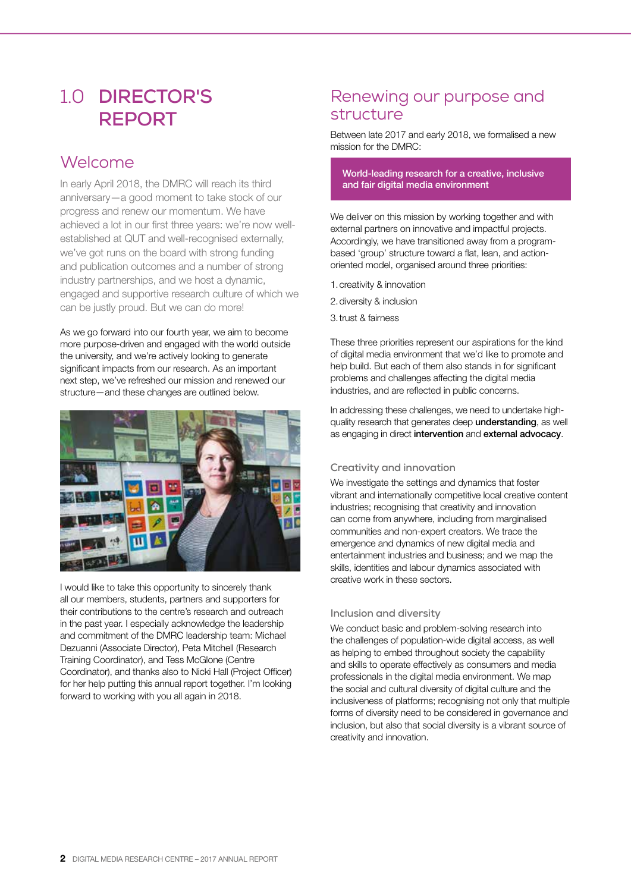# 1.0 DIRECTOR'S REPORT

## Welcome

In early April 2018, the DMRC will reach its third anniversary—a good moment to take stock of our progress and renew our momentum. We have achieved a lot in our first three years: we're now well-established at QUT and well-recognised externally, we've got runs on the board with strong funding and publication outcomes and a number of strong industry partnerships, and we host a dynamic, engaged and supportive research culture of which we can be justly proud. But we can do more!

As we go forward into our fourth year, we aim to become more purpose-driven and engaged with the world outside the university, and we're actively looking to generate significant impacts from our research. As an important next step, we've refreshed our mission and renewed our structure—and these changes are outlined below.

I would like to take this opportunity to sincerely thank all our members, students, partners and supporters for their contributions to the centre's research and outreach in the past year. I especially acknowledge the leadership and commitment of the DMRC leadership team: Michael Dezuanni (Associate Director), Peta Mitchell (Research Training Coordinator), and Tess McGlone (Centre Coordinator), and thanks also to Nicki Hall (Project Officer) for her help putting this annual report together. I'm looking forward to working with you all again in 2018.

## Renewing our purpose and structure

Between late 2017 and early 2018, we formalised a new mission for the DMRC:

**World-leading research for a creative, inclusive and fair digital media environment**

We deliver on this mission by working together and with external partners on innovative and impactful projects. Accordingly, we have transitioned away from a program-based 'group' structure toward a flat, lean, and action-oriented model, organised around three priorities:

1. creativity & innovation
2. diversity & inclusion
3. trust & fairness

These three priorities represent our aspirations for the kind of digital media environment that we'd like to promote and help build. But each of them also stands in for significant problems and challenges affecting the digital media industries, and are reflected in public concerns.

In addressing these challenges, we need to undertake high-quality research that generates deep **understanding**, as well as engaging in direct **intervention** and **external advocacy**.

### Creativity and innovation

We investigate the settings and dynamics that foster vibrant and internationally competitive local creative content industries; recognising that creativity and innovation can come from anywhere, including from marginalised communities and non-expert creators. We trace the emergence and dynamics of new digital media and entertainment industries and business; and we map the skills, identities and labour dynamics associated with creative work in these sectors.

### Inclusion and diversity

We conduct basic and problem-solving research into the challenges of population-wide digital access, as well as helping to embed throughout society the capability and skills to operate effectively as consumers and media professionals in the digital media environment. We map the social and cultural diversity of digital culture and the inclusiveness of platforms; recognising not only that multiple forms of diversity need to be considered in governance and inclusion, but also that social diversity is a vibrant source of creativity and innovation.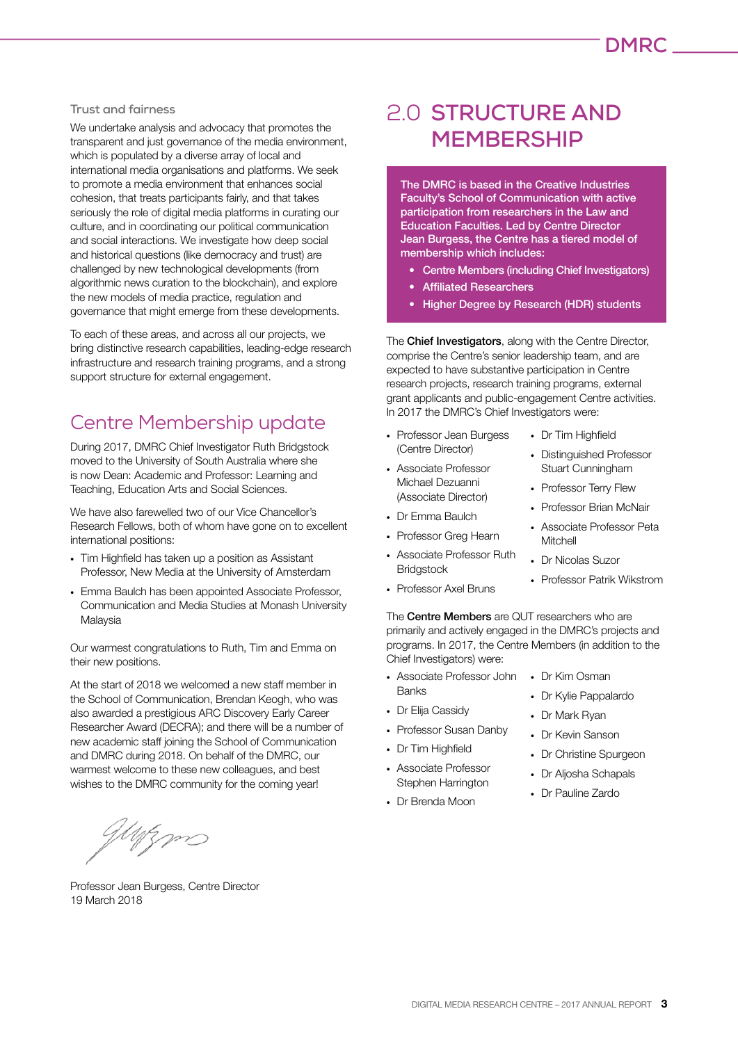### Trust and fairness

We undertake analysis and advocacy that promotes the transparent and just governance of the media environment, which is populated by a diverse array of local and international media organisations and platforms. We seek to promote a media environment that enhances social cohesion, that treats participants fairly, and that takes seriously the role of digital media platforms in curating our culture, and in coordinating our political communication and social interactions. We investigate how deep social and historical questions (like democracy and trust) are challenged by new technological developments (from algorithmic news curation to the blockchain), and explore the new models of media practice, regulation and governance that might emerge from these developments.

To each of these areas, and across all our projects, we bring distinctive research capabilities, leading-edge research infrastructure and research training programs, and a strong support structure for external engagement.

## Centre Membership update

During 2017, DMRC Chief Investigator Ruth Bridgstock moved to the University of South Australia where she is now Dean: Academic and Professor: Learning and Teaching, Education Arts and Social Sciences.

We have also farewelled two of our Vice Chancellor's Research Fellows, both of whom have gone on to excellent international positions:

- Tim Highfield has taken up a position as Assistant Professor, New Media at the University of Amsterdam
- Emma Baulch has been appointed Associate Professor, Communication and Media Studies at Monash University Malaysia

Our warmest congratulations to Ruth, Tim and Emma on their new positions.

At the start of 2018 we welcomed a new staff member in the School of Communication, Brendan Keogh, who was also awarded a prestigious ARC Discovery Early Career Researcher Award (DECRA); and there will be a number of new academic staff joining the School of Communication and DMRC during 2018. On behalf of the DMRC, our warmest welcome to these new colleagues, and best wishes to the DMRC community for the coming year!

Professor Jean Burgess, Centre Director
19 March 2018

# 2.0 STRUCTURE AND MEMBERSHIP

**The DMRC is based in the Creative Industries Faculty's School of Communication with active participation from researchers in the Law and Education Faculties. Led by Centre Director Jean Burgess, the Centre has a tiered model of membership which includes:**

- **Centre Members (including Chief Investigators)**
- **Affiliated Researchers**
- **Higher Degree by Research (HDR) students**

The **Chief Investigators**, along with the Centre Director, comprise the Centre's senior leadership team, and are expected to have substantive participation in Centre research projects, research training programs, external grant applicants and public-engagement Centre activities. In 2017 the DMRC's Chief Investigators were:

- Professor Jean Burgess (Centre Director)
- Associate Professor Michael Dezuanni (Associate Director)
- Dr Emma Baulch
- Professor Greg Hearn
- Associate Professor Ruth Bridgstock
- Professor Axel Bruns
- Dr Tim Highfield
- Distinguished Professor Stuart Cunningham
- Professor Terry Flew
- Professor Brian McNair
- Associate Professor Peta Mitchell
- Dr Nicolas Suzor
- Professor Patrik Wikstrom

The **Centre Members** are QUT researchers who are primarily and actively engaged in the DMRC's projects and programs. In 2017, the Centre Members (in addition to the Chief Investigators) were:

- Associate Professor John Banks
- Dr Elija Cassidy
- Professor Susan Danby
- Dr Tim Highfield
- Associate Professor Stephen Harrington
- Dr Brenda Moon
- Dr Kim Osman
- Dr Kylie Pappalardo
- Dr Mark Ryan
- Dr Kevin Sanson
- Dr Christine Spurgeon
- Dr Aljosha Schapals
- Dr Pauline Zardo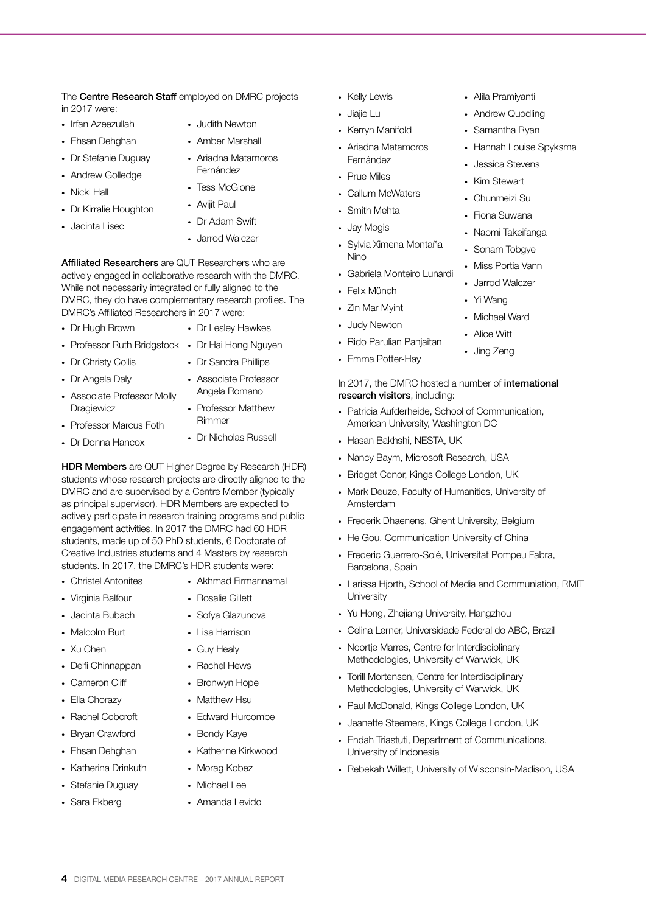The **Centre Research Staff** employed on DMRC projects in 2017 were:

- Irfan Azeezullah
- Ehsan Dehghan
- Dr Stefanie Duguay
- Andrew Golledge
- Nicki Hall
- Dr Kirralie Houghton
- Jacinta Lisec
- Judith Newton
- Amber Marshall
- Ariadna Matamoros Fernández
- Tess McGlone
- Avijit Paul
- Dr Adam Swift
- Jarrod Walczer

**Affiliated Researchers** are QUT Researchers who are actively engaged in collaborative research with the DMRC. While not necessarily integrated or fully aligned to the DMRC, they do have complementary research profiles. The DMRC's Affiliated Researchers in 2017 were:

- Dr Hugh Brown
- Professor Ruth Bridgstock
- Dr Christy Collis
- Dr Angela Daly
- Associate Professor Molly Dragiewicz
- Professor Marcus Foth
- Dr Donna Hancox
- Dr Lesley Hawkes
- Dr Hai Hong Nguyen
- Dr Sandra Phillips
- Associate Professor Angela Romano
- Professor Matthew Rimmer
- Dr Nicholas Russell

**HDR Members** are QUT Higher Degree by Research (HDR) students whose research projects are directly aligned to the DMRC and are supervised by a Centre Member (typically as principal supervisor). HDR Members are expected to actively participate in research training programs and public engagement activities. In 2017 the DMRC had 60 HDR students, made up of 50 PhD students, 6 Doctorate of Creative Industries students and 4 Masters by research students. In 2017, the DMRC's HDR students were:

- Christel Antonites
- Virginia Balfour
- Jacinta Bubach
- Malcolm Burt
- Xu Chen
- Delfi Chinnappan
- Cameron Cliff
- Ella Chorazy
- Rachel Cobcroft
- Bryan Crawford
- Ehsan Dehghan
- Katherina Drinkuth
- Stefanie Duguay
- Sara Ekberg
- Akhmad Firmannamal
- Rosalie Gillett
- Sofya Glazunova
- Lisa Harrison
- Guy Healy
- Rachel Hews
- Bronwyn Hope
- Matthew Hsu
- Edward Hurcombe
- Bondy Kaye
- Katherine Kirkwood
- Morag Kobez
- Michael Lee
- Amanda Levido
- Kelly Lewis
- Jiajie Lu
- Kerryn Manifold
- Ariadna Matamoros Fernández
- Prue Miles
- Callum McWaters
- Smith Mehta
- Jay Mogis
- Sylvia Ximena Montaña Nino
- Gabriela Monteiro Lunardi
- Felix Münch
- Zin Mar Myint
- Judy Newton
- Rido Parulian Panjaitan
- Emma Potter-Hay
- Alila Pramiyanti
- Andrew Quodling
- Samantha Ryan
- Hannah Louise Spyksma
- Jessica Stevens
- Kim Stewart
- Chunmeizi Su
- Fiona Suwana
- Naomi Takeifanga
- Sonam Tobgye
- Miss Portia Vann
- Jarrod Walczer
- Yi Wang
- Michael Ward
- Alice Witt
- Jing Zeng

In 2017, the DMRC hosted a number of **international research visitors**, including:

- Patricia Aufderheide, School of Communication, American University, Washington DC
- Hasan Bakhshi, NESTA, UK
- Nancy Baym, Microsoft Research, USA
- Bridget Conor, Kings College London, UK
- Mark Deuze, Faculty of Humanities, University of Amsterdam
- Frederik Dhaenens, Ghent University, Belgium
- He Gou, Communication University of China
- Frederic Guerrero-Solé, Universitat Pompeu Fabra, Barcelona, Spain
- Larissa Hjorth, School of Media and Communiation, RMIT University
- Yu Hong, Zhejiang University, Hangzhou
- Celina Lerner, Universidade Federal do ABC, Brazil
- Noortje Marres, Centre for Interdisciplinary Methodologies, University of Warwick, UK
- Torill Mortensen, Centre for Interdisciplinary Methodologies, University of Warwick, UK
- Paul McDonald, Kings College London, UK
- Jeanette Steemers, Kings College London, UK
- Endah Triastuti, Department of Communications, University of Indonesia
- Rebekah Willett, University of Wisconsin-Madison, USA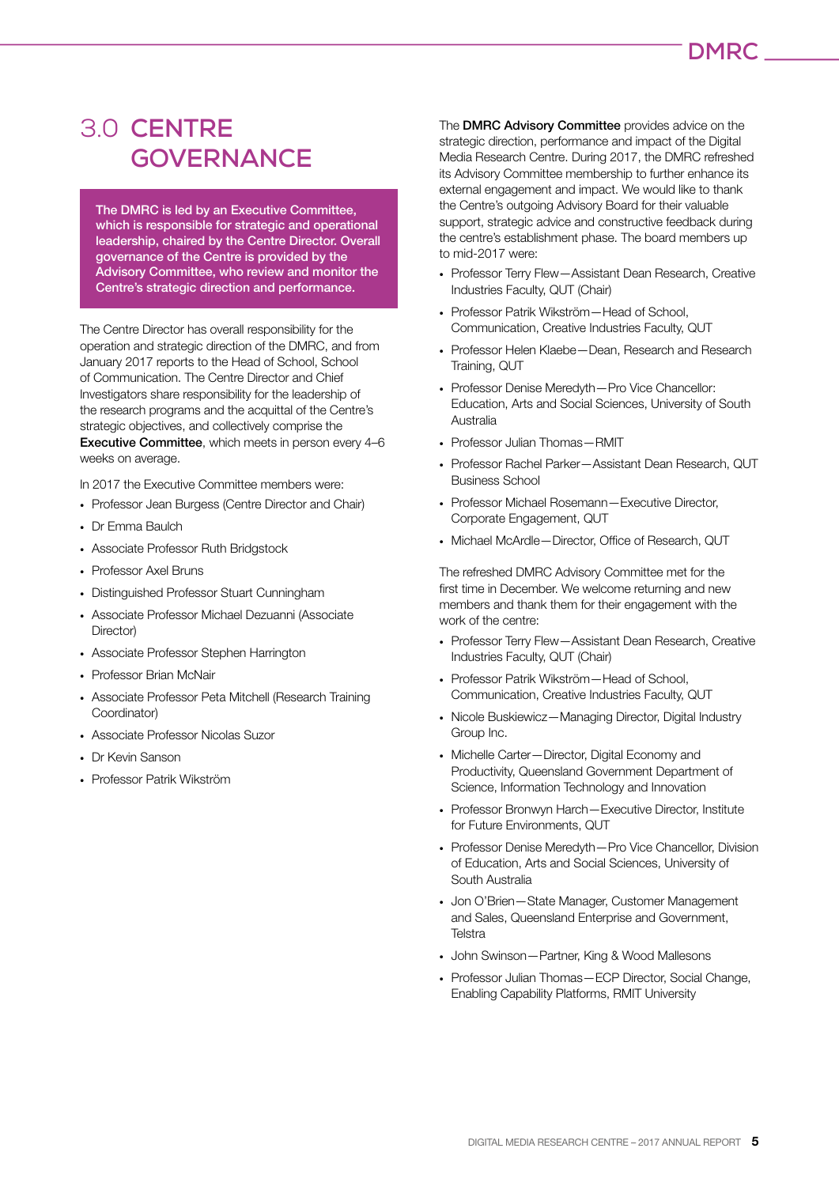# 3.0 CENTRE GOVERNANCE

**The DMRC is led by an Executive Committee, which is responsible for strategic and operational leadership, chaired by the Centre Director. Overall governance of the Centre is provided by the Advisory Committee, who review and monitor the Centre's strategic direction and performance.**

The Centre Director has overall responsibility for the operation and strategic direction of the DMRC, and from January 2017 reports to the Head of School, School of Communication. The Centre Director and Chief Investigators share responsibility for the leadership of the research programs and the acquittal of the Centre's strategic objectives, and collectively comprise the **Executive Committee**, which meets in person every 4–6 weeks on average.

In 2017 the Executive Committee members were:

- Professor Jean Burgess (Centre Director and Chair)
- Dr Emma Baulch
- Associate Professor Ruth Bridgstock
- Professor Axel Bruns
- Distinguished Professor Stuart Cunningham
- Associate Professor Michael Dezuanni (Associate Director)
- Associate Professor Stephen Harrington
- Professor Brian McNair
- Associate Professor Peta Mitchell (Research Training Coordinator)
- Associate Professor Nicolas Suzor
- Dr Kevin Sanson
- Professor Patrik Wikström

The **DMRC Advisory Committee** provides advice on the strategic direction, performance and impact of the Digital Media Research Centre. During 2017, the DMRC refreshed its Advisory Committee membership to further enhance its external engagement and impact. We would like to thank the Centre's outgoing Advisory Board for their valuable support, strategic advice and constructive feedback during the centre's establishment phase. The board members up to mid-2017 were:

- Professor Terry Flew—Assistant Dean Research, Creative Industries Faculty, QUT (Chair)
- Professor Patrik Wikström—Head of School, Communication, Creative Industries Faculty, QUT
- Professor Helen Klaebe—Dean, Research and Research Training, QUT
- Professor Denise Meredyth—Pro Vice Chancellor: Education, Arts and Social Sciences, University of South Australia
- Professor Julian Thomas—RMIT
- Professor Rachel Parker—Assistant Dean Research, QUT Business School
- Professor Michael Rosemann—Executive Director, Corporate Engagement, QUT
- Michael McArdle—Director, Office of Research, QUT

The refreshed DMRC Advisory Committee met for the first time in December. We welcome returning and new members and thank them for their engagement with the work of the centre:

- Professor Terry Flew—Assistant Dean Research, Creative Industries Faculty, QUT (Chair)
- Professor Patrik Wikström—Head of School, Communication, Creative Industries Faculty, QUT
- Nicole Buskiewicz—Managing Director, Digital Industry Group Inc.
- Michelle Carter—Director, Digital Economy and Productivity, Queensland Government Department of Science, Information Technology and Innovation
- Professor Bronwyn Harch—Executive Director, Institute for Future Environments, QUT
- Professor Denise Meredyth—Pro Vice Chancellor, Division of Education, Arts and Social Sciences, University of South Australia
- Jon O'Brien—State Manager, Customer Management and Sales, Queensland Enterprise and Government, Telstra
- John Swinson—Partner, King & Wood Mallesons
- Professor Julian Thomas—ECP Director, Social Change, Enabling Capability Platforms, RMIT University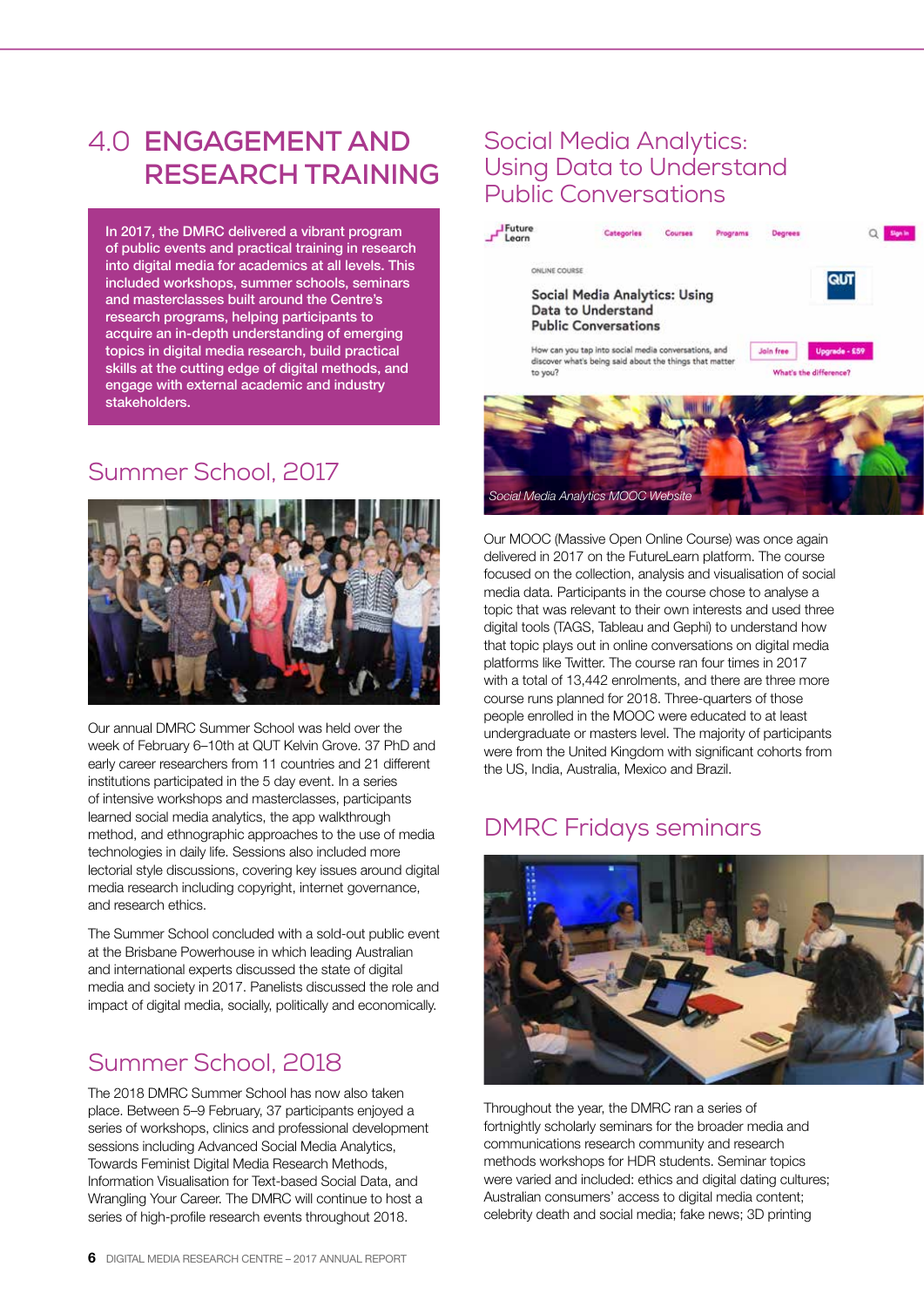# 4.0 ENGAGEMENT AND RESEARCH TRAINING

In 2017, the DMRC delivered a vibrant program of public events and practical training in research into digital media for academics at all levels. This included workshops, summer schools, seminars and masterclasses built around the Centre's research programs, helping participants to acquire an in-depth understanding of emerging topics in digital media research, build practical skills at the cutting edge of digital methods, and engage with external academic and industry stakeholders.

## Summer School, 2017

Our annual DMRC Summer School was held over the week of February 6–10th at QUT Kelvin Grove. 37 PhD and early career researchers from 11 countries and 21 different institutions participated in the 5 day event. In a series of intensive workshops and masterclasses, participants learned social media analytics, the app walkthrough method, and ethnographic approaches to the use of media technologies in daily life. Sessions also included more lectorial style discussions, covering key issues around digital media research including copyright, internet governance, and research ethics.

The Summer School concluded with a sold-out public event at the Brisbane Powerhouse in which leading Australian and international experts discussed the state of digital media and society in 2017. Panelists discussed the role and impact of digital media, socially, politically and economically.

## Summer School, 2018

The 2018 DMRC Summer School has now also taken place. Between 5–9 February, 37 participants enjoyed a series of workshops, clinics and professional development sessions including Advanced Social Media Analytics, Towards Feminist Digital Media Research Methods, Information Visualisation for Text-based Social Data, and Wrangling Your Career. The DMRC will continue to host a series of high-profile research events throughout 2018.

## Social Media Analytics: Using Data to Understand Public Conversations

*Social Media Analytics MOOC Website*

Our MOOC (Massive Open Online Course) was once again delivered in 2017 on the FutureLearn platform. The course focused on the collection, analysis and visualisation of social media data. Participants in the course chose to analyse a topic that was relevant to their own interests and used three digital tools (TAGS, Tableau and Gephi) to understand how that topic plays out in online conversations on digital media platforms like Twitter. The course ran four times in 2017 with a total of 13,442 enrolments, and there are three more course runs planned for 2018. Three-quarters of those people enrolled in the MOOC were educated to at least undergraduate or masters level. The majority of participants were from the United Kingdom with significant cohorts from the US, India, Australia, Mexico and Brazil.

## DMRC Fridays seminars

Throughout the year, the DMRC ran a series of fortnightly scholarly seminars for the broader media and communications research community and research methods workshops for HDR students. Seminar topics were varied and included: ethics and digital dating cultures; Australian consumers' access to digital media content; celebrity death and social media; fake news; 3D printing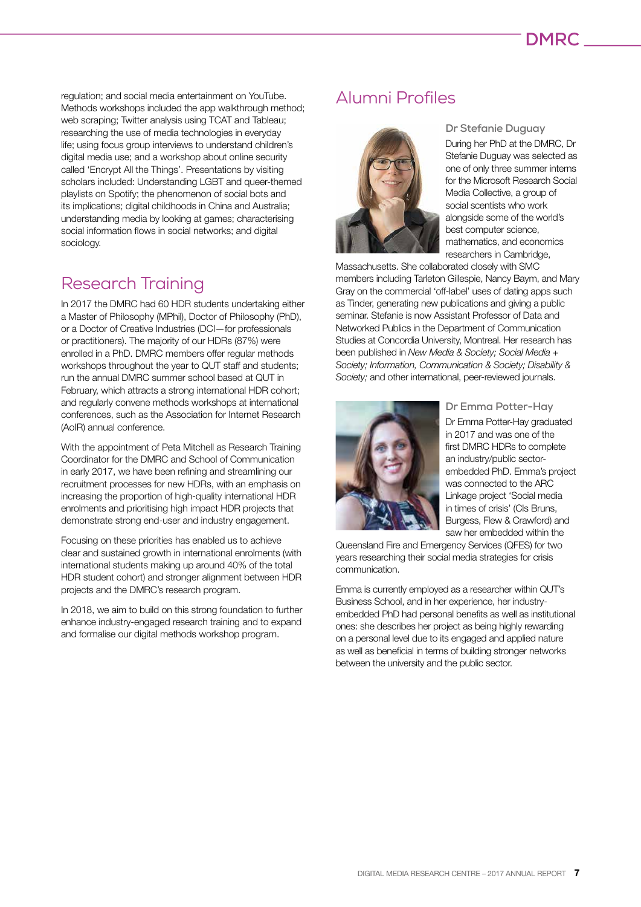regulation; and social media entertainment on YouTube. Methods workshops included the app walkthrough method; web scraping; Twitter analysis using TCAT and Tableau; researching the use of media technologies in everyday life; using focus group interviews to understand children's digital media use; and a workshop about online security called 'Encrypt All the Things'. Presentations by visiting scholars included: Understanding LGBT and queer-themed playlists on Spotify; the phenomenon of social bots and its implications; digital childhoods in China and Australia; understanding media by looking at games; characterising social information flows in social networks; and digital sociology.

## Research Training

In 2017 the DMRC had 60 HDR students undertaking either a Master of Philosophy (MPhil), Doctor of Philosophy (PhD), or a Doctor of Creative Industries (DCI—for professionals or practitioners). The majority of our HDRs (87%) were enrolled in a PhD. DMRC members offer regular methods workshops throughout the year to QUT staff and students; run the annual DMRC summer school based at QUT in February, which attracts a strong international HDR cohort; and regularly convene methods workshops at international conferences, such as the Association for Internet Research (AoIR) annual conference.

With the appointment of Peta Mitchell as Research Training Coordinator for the DMRC and School of Communication in early 2017, we have been refining and streamlining our recruitment processes for new HDRs, with an emphasis on increasing the proportion of high-quality international HDR enrolments and prioritising high impact HDR projects that demonstrate strong end-user and industry engagement.

Focusing on these priorities has enabled us to achieve clear and sustained growth in international enrolments (with international students making up around 40% of the total HDR student cohort) and stronger alignment between HDR projects and the DMRC's research program.

In 2018, we aim to build on this strong foundation to further enhance industry-engaged research training and to expand and formalise our digital methods workshop program.

## Alumni Profiles

### Dr Stefanie Duguay

During her PhD at the DMRC, Dr Stefanie Duguay was selected as one of only three summer interns for the Microsoft Research Social Media Collective, a group of social scientists who work alongside some of the world's best computer science, mathematics, and economics researchers in Cambridge, Massachusetts. She collaborated closely with SMC members including Tarleton Gillespie, Nancy Baym, and Mary Gray on the commercial 'off-label' uses of dating apps such as Tinder, generating new publications and giving a public seminar. Stefanie is now Assistant Professor of Data and Networked Publics in the Department of Communication Studies at Concordia University, Montreal. Her research has been published in *New Media & Society; Social Media + Society; Information, Communication & Society; Disability & Society;* and other international, peer-reviewed journals.

### Dr Emma Potter-Hay

Dr Emma Potter-Hay graduated in 2017 and was one of the first DMRC HDRs to complete an industry/public sector-embedded PhD. Emma's project was connected to the ARC Linkage project 'Social media in times of crisis' (CIs Bruns, Burgess, Flew & Crawford) and saw her embedded within the Queensland Fire and Emergency Services (QFES) for two years researching their social media strategies for crisis communication.

Emma is currently employed as a researcher within QUT's Business School, and in her experience, her industry-embedded PhD had personal benefits as well as institutional ones: she describes her project as being highly rewarding on a personal level due to its engaged and applied nature as well as beneficial in terms of building stronger networks between the university and the public sector.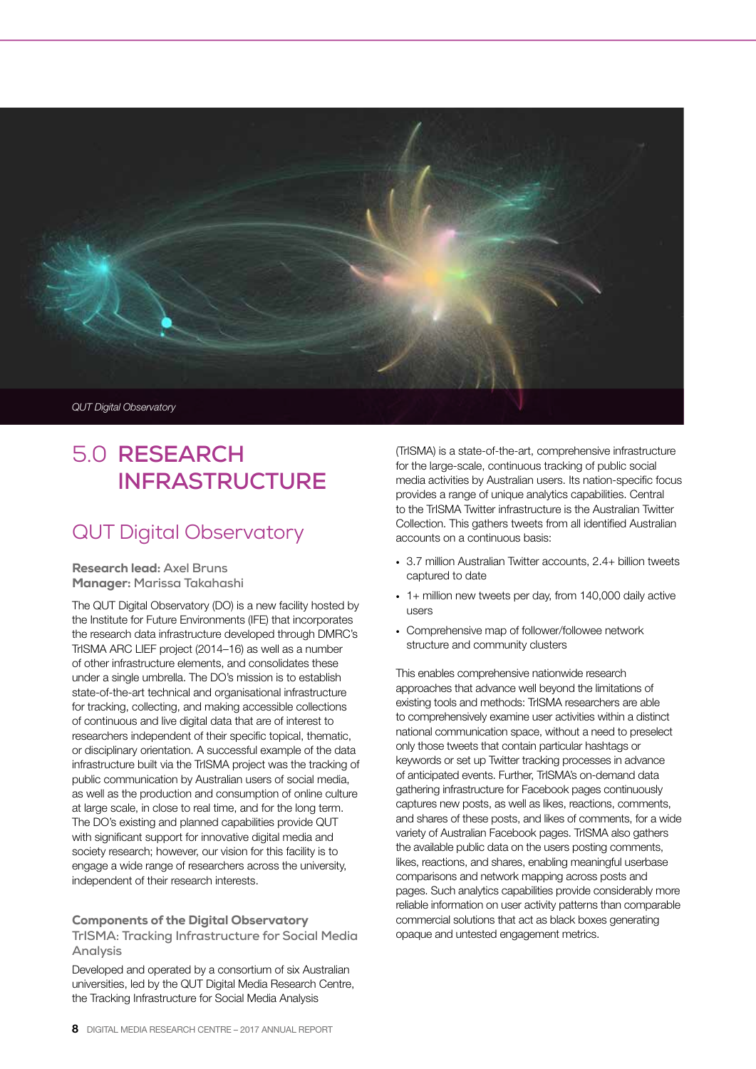*QUT Digital Observatory*

# 5.0 RESEARCH INFRASTRUCTURE

## QUT Digital Observatory

**Research lead:** Axel Bruns
**Manager:** Marissa Takahashi

The QUT Digital Observatory (DO) is a new facility hosted by the Institute for Future Environments (IFE) that incorporates the research data infrastructure developed through DMRC's TrISMA ARC LIEF project (2014–16) as well as a number of other infrastructure elements, and consolidates these under a single umbrella. The DO's mission is to establish state-of-the-art technical and organisational infrastructure for tracking, collecting, and making accessible collections of continuous and live digital data that are of interest to researchers independent of their specific topical, thematic, or disciplinary orientation. A successful example of the data infrastructure built via the TrISMA project was the tracking of public communication by Australian users of social media, as well as the production and consumption of online culture at large scale, in close to real time, and for the long term. The DO's existing and planned capabilities provide QUT with significant support for innovative digital media and society research; however, our vision for this facility is to engage a wide range of researchers across the university, independent of their research interests.

### Components of the Digital Observatory

#### TrISMA: Tracking Infrastructure for Social Media Analysis

Developed and operated by a consortium of six Australian universities, led by the QUT Digital Media Research Centre, the Tracking Infrastructure for Social Media Analysis (TrISMA) is a state-of-the-art, comprehensive infrastructure for the large-scale, continuous tracking of public social media activities by Australian users. Its nation-specific focus provides a range of unique analytics capabilities. Central to the TrISMA Twitter infrastructure is the Australian Twitter Collection. This gathers tweets from all identified Australian accounts on a continuous basis:

- 3.7 million Australian Twitter accounts, 2.4+ billion tweets captured to date
- 1+ million new tweets per day, from 140,000 daily active users
- Comprehensive map of follower/followee network structure and community clusters

This enables comprehensive nationwide research approaches that advance well beyond the limitations of existing tools and methods: TrISMA researchers are able to comprehensively examine user activities within a distinct national communication space, without a need to preselect only those tweets that contain particular hashtags or keywords or set up Twitter tracking processes in advance of anticipated events. Further, TrISMA's on-demand data gathering infrastructure for Facebook pages continuously captures new posts, as well as likes, reactions, comments, and shares of these posts, and likes of comments, for a wide variety of Australian Facebook pages. TrISMA also gathers the available public data on the users posting comments, likes, reactions, and shares, enabling meaningful userbase comparisons and network mapping across posts and pages. Such analytics capabilities provide considerably more reliable information on user activity patterns than comparable commercial solutions that act as black boxes generating opaque and untested engagement metrics.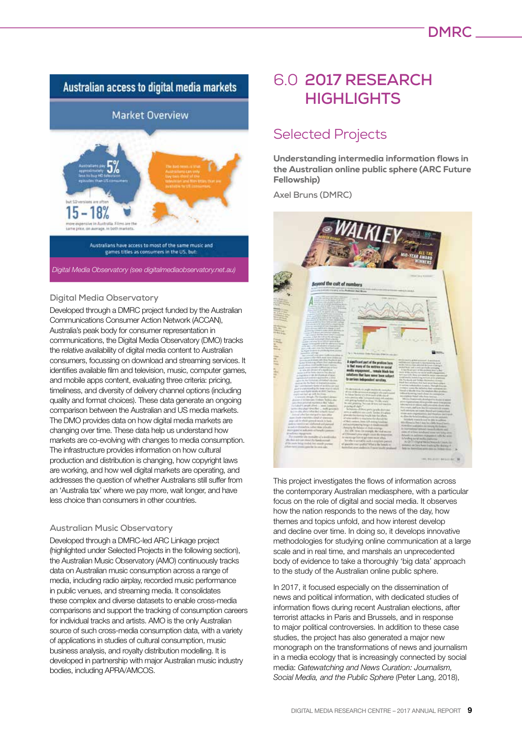Digital Media Observatory (see digitalmediaobservatory.net.au)

### Digital Media Observatory

Developed through a DMRC project funded by the Australian Communications Consumer Action Network (ACCAN), Australia's peak body for consumer representation in communications, the Digital Media Observatory (DMO) tracks the relative availability of digital media content to Australian consumers, focussing on download and streaming services. It identifies available film and television, music, computer games, and mobile apps content, evaluating three criteria: pricing, timeliness, and diversity of delivery channel options (including quality and format choices). These data generate an ongoing comparison between the Australian and US media markets. The DMO provides data on how digital media markets are changing over time. These data help us understand how markets are co-evolving with changes to media consumption. The infrastructure provides information on how cultural production and distribution is changing, how copyright laws are working, and how well digital markets are operating, and addresses the question of whether Australians still suffer from an 'Australia tax' where we pay more, wait longer, and have less choice than consumers in other countries.

### Australian Music Observatory

Developed through a DMRC-led ARC Linkage project (highlighted under Selected Projects in the following section), the Australian Music Observatory (AMO) continuously tracks data on Australian music consumption across a range of media, including radio airplay, recorded music performance in public venues, and streaming media. It consolidates these complex and diverse datasets to enable cross-media comparisons and support the tracking of consumption careers for individual tracks and artists. AMO is the only Australian source of such cross-media consumption data, with a variety of applications in studies of cultural consumption, music business analysis, and royalty distribution modelling. It is developed in partnership with major Australian music industry bodies, including APRA/AMCOS.

# 6.0 2017 RESEARCH HIGHLIGHTS

## Selected Projects

### Understanding intermedia information flows in the Australian online public sphere (ARC Future Fellowship)

Axel Bruns (DMRC)

This project investigates the flows of information across the contemporary Australian mediasphere, with a particular focus on the role of digital and social media. It observes how the nation responds to the news of the day, how themes and topics unfold, and how interest develop and decline over time. In doing so, it develops innovative methodologies for studying online communication at a large scale and in real time, and marshals an unprecedented body of evidence to take a thoroughly 'big data' approach to the study of the Australian online public sphere.

In 2017, it focused especially on the dissemination of news and political information, with dedicated studies of information flows during recent Australian elections, after terrorist attacks in Paris and Brussels, and in response to major political controversies. In addition to these case studies, the project has also generated a major new monograph on the transformations of news and journalism in a media ecology that is increasingly connected by social media: *Gatewatching and News Curation: Journalism, Social Media, and the Public Sphere* (Peter Lang, 2018),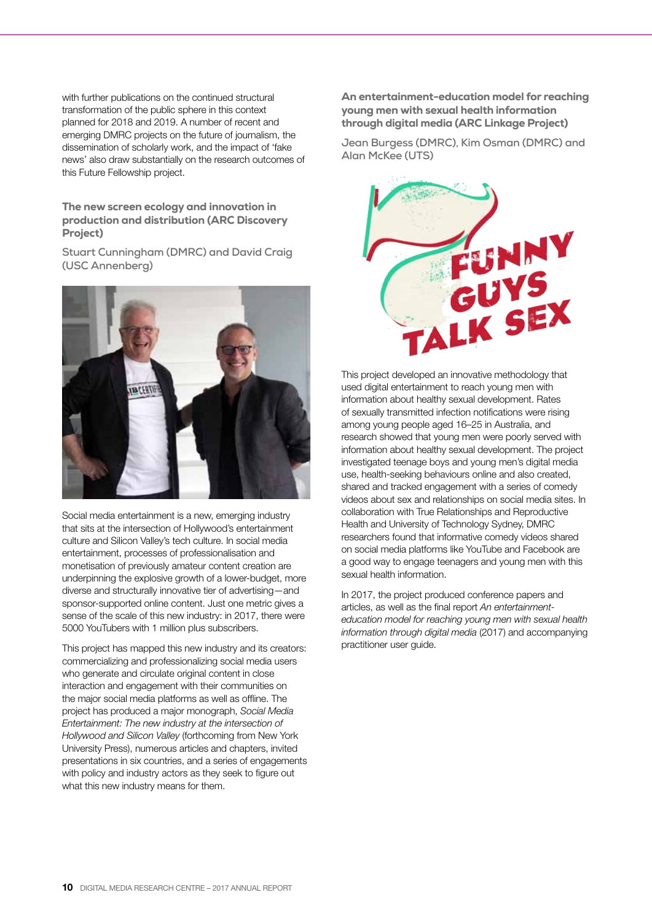with further publications on the continued structural transformation of the public sphere in this context planned for 2018 and 2019. A number of recent and emerging DMRC projects on the future of journalism, the dissemination of scholarly work, and the impact of 'fake news' also draw substantially on the research outcomes of this Future Fellowship project.

### The new screen ecology and innovation in production and distribution (ARC Discovery Project)

Stuart Cunningham (DMRC) and David Craig (USC Annenberg)

Social media entertainment is a new, emerging industry that sits at the intersection of Hollywood's entertainment culture and Silicon Valley's tech culture. In social media entertainment, processes of professionalisation and monetisation of previously amateur content creation are underpinning the explosive growth of a lower-budget, more diverse and structurally innovative tier of advertising—and sponsor-supported online content. Just one metric gives a sense of the scale of this new industry: in 2017, there were 5000 YouTubers with 1 million plus subscribers.

This project has mapped this new industry and its creators: commercializing and professionalizing social media users who generate and circulate original content in close interaction and engagement with their communities on the major social media platforms as well as offline. The project has produced a major monograph, *Social Media Entertainment: The new industry at the intersection of Hollywood and Silicon Valley* (forthcoming from New York University Press), numerous articles and chapters, invited presentations in six countries, and a series of engagements with policy and industry actors as they seek to figure out what this new industry means for them.

### An entertainment-education model for reaching young men with sexual health information through digital media (ARC Linkage Project)

Jean Burgess (DMRC), Kim Osman (DMRC) and Alan McKee (UTS)

This project developed an innovative methodology that used digital entertainment to reach young men with information about healthy sexual development. Rates of sexually transmitted infection notifications were rising among young people aged 16–25 in Australia, and research showed that young men were poorly served with information about healthy sexual development. The project investigated teenage boys and young men's digital media use, health-seeking behaviours online and also created, shared and tracked engagement with a series of comedy videos about sex and relationships on social media sites. In collaboration with True Relationships and Reproductive Health and University of Technology Sydney, DMRC researchers found that informative comedy videos shared on social media platforms like YouTube and Facebook are a good way to engage teenagers and young men with this sexual health information.

In 2017, the project produced conference papers and articles, as well as the final report *An entertainment-education model for reaching young men with sexual health information through digital media* (2017) and accompanying practitioner user guide.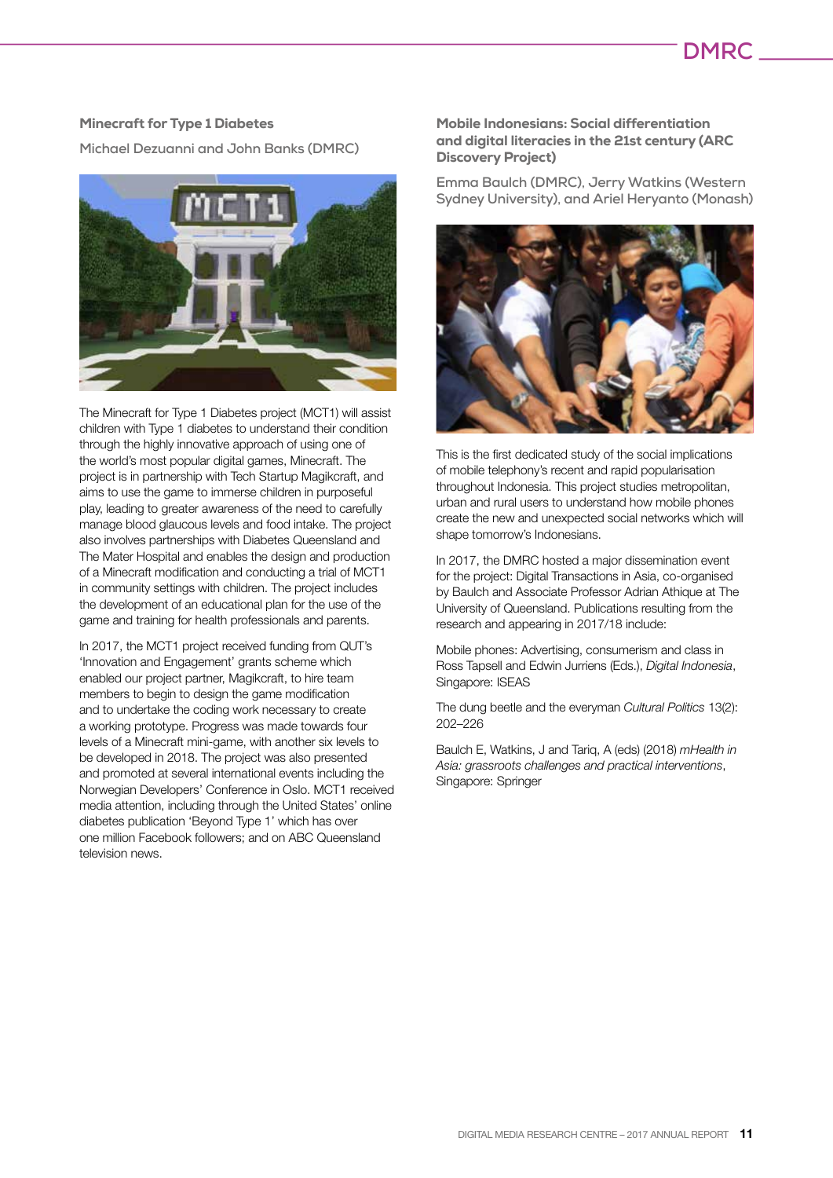### Minecraft for Type 1 Diabetes

Michael Dezuanni and John Banks (DMRC)

The Minecraft for Type 1 Diabetes project (MCT1) will assist children with Type 1 diabetes to understand their condition through the highly innovative approach of using one of the world's most popular digital games, Minecraft. The project is in partnership with Tech Startup Magikcraft, and aims to use the game to immerse children in purposeful play, leading to greater awareness of the need to carefully manage blood glaucous levels and food intake. The project also involves partnerships with Diabetes Queensland and The Mater Hospital and enables the design and production of a Minecraft modification and conducting a trial of MCT1 in community settings with children. The project includes the development of an educational plan for the use of the game and training for health professionals and parents.

In 2017, the MCT1 project received funding from QUT's 'Innovation and Engagement' grants scheme which enabled our project partner, Magikcraft, to hire team members to begin to design the game modification and to undertake the coding work necessary to create a working prototype. Progress was made towards four levels of a Minecraft mini-game, with another six levels to be developed in 2018. The project was also presented and promoted at several international events including the Norwegian Developers' Conference in Oslo. MCT1 received media attention, including through the United States' online diabetes publication 'Beyond Type 1' which has over one million Facebook followers; and on ABC Queensland television news.

### Mobile Indonesians: Social differentiation and digital literacies in the 21st century (ARC Discovery Project)

Emma Baulch (DMRC), Jerry Watkins (Western Sydney University), and Ariel Heryanto (Monash)

This is the first dedicated study of the social implications of mobile telephony's recent and rapid popularisation throughout Indonesia. This project studies metropolitan, urban and rural users to understand how mobile phones create the new and unexpected social networks which will shape tomorrow's Indonesians.

In 2017, the DMRC hosted a major dissemination event for the project: Digital Transactions in Asia, co-organised by Baulch and Associate Professor Adrian Athique at The University of Queensland. Publications resulting from the research and appearing in 2017/18 include:

Mobile phones: Advertising, consumerism and class in Ross Tapsell and Edwin Jurriens (Eds.), *Digital Indonesia*, Singapore: ISEAS

The dung beetle and the everyman *Cultural Politics* 13(2): 202–226

Baulch E, Watkins, J and Tariq, A (eds) (2018) *mHealth in Asia: grassroots challenges and practical interventions*, Singapore: Springer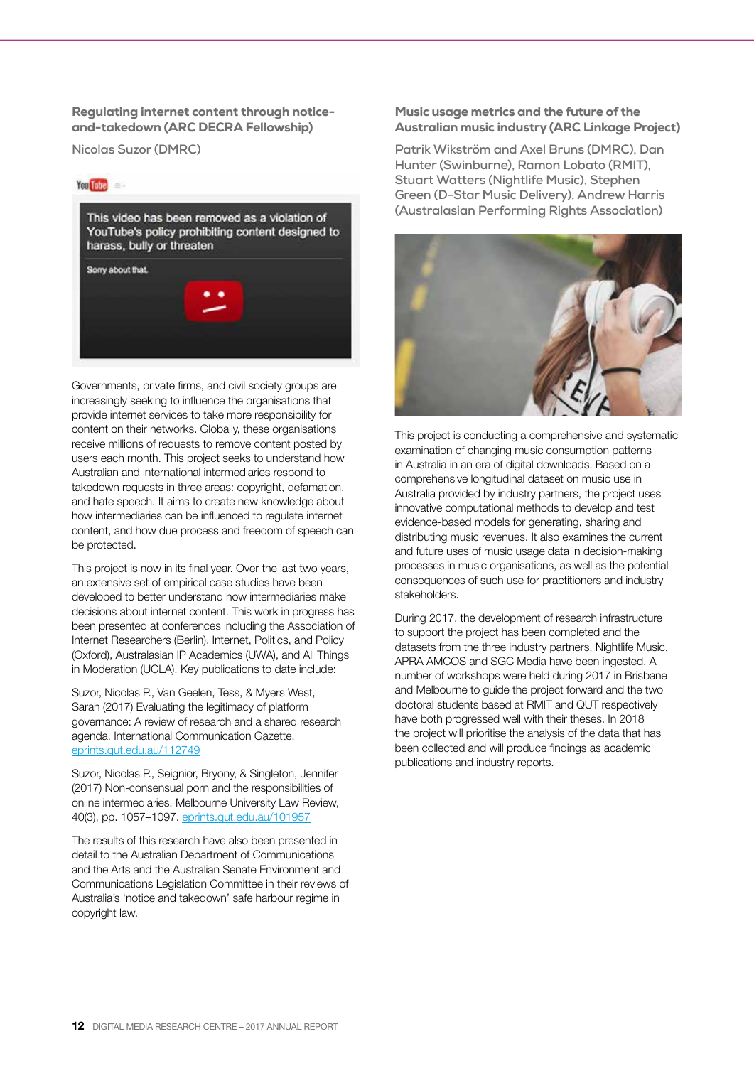### Regulating internet content through notice-and-takedown (ARC DECRA Fellowship)

Nicolas Suzor (DMRC)

Governments, private firms, and civil society groups are increasingly seeking to influence the organisations that provide internet services to take more responsibility for content on their networks. Globally, these organisations receive millions of requests to remove content posted by users each month. This project seeks to understand how Australian and international intermediaries respond to takedown requests in three areas: copyright, defamation, and hate speech. It aims to create new knowledge about how intermediaries can be influenced to regulate internet content, and how due process and freedom of speech can be protected.

This project is now in its final year. Over the last two years, an extensive set of empirical case studies have been developed to better understand how intermediaries make decisions about internet content. This work in progress has been presented at conferences including the Association of Internet Researchers (Berlin), Internet, Politics, and Policy (Oxford), Australasian IP Academics (UWA), and All Things in Moderation (UCLA). Key publications to date include:

Suzor, Nicolas P., Van Geelen, Tess, & Myers West, Sarah (2017) Evaluating the legitimacy of platform governance: A review of research and a shared research agenda. International Communication Gazette. eprints.qut.edu.au/112749

Suzor, Nicolas P., Seignior, Bryony, & Singleton, Jennifer (2017) Non-consensual porn and the responsibilities of online intermediaries. Melbourne University Law Review, 40(3), pp. 1057–1097. eprints.qut.edu.au/101957

The results of this research have also been presented in detail to the Australian Department of Communications and the Arts and the Australian Senate Environment and Communications Legislation Committee in their reviews of Australia's 'notice and takedown' safe harbour regime in copyright law.

### Music usage metrics and the future of the Australian music industry (ARC Linkage Project)

Patrik Wikström and Axel Bruns (DMRC), Dan Hunter (Swinburne), Ramon Lobato (RMIT), Stuart Watters (Nightlife Music), Stephen Green (D-Star Music Delivery), Andrew Harris (Australasian Performing Rights Association)

This project is conducting a comprehensive and systematic examination of changing music consumption patterns in Australia in an era of digital downloads. Based on a comprehensive longitudinal dataset on music use in Australia provided by industry partners, the project uses innovative computational methods to develop and test evidence-based models for generating, sharing and distributing music revenues. It also examines the current and future uses of music usage data in decision-making processes in music organisations, as well as the potential consequences of such use for practitioners and industry stakeholders.

During 2017, the development of research infrastructure to support the project has been completed and the datasets from the three industry partners, Nightlife Music, APRA AMCOS and SGC Media have been ingested. A number of workshops were held during 2017 in Brisbane and Melbourne to guide the project forward and the two doctoral students based at RMIT and QUT respectively have both progressed well with their theses. In 2018 the project will prioritise the analysis of the data that has been collected and will produce findings as academic publications and industry reports.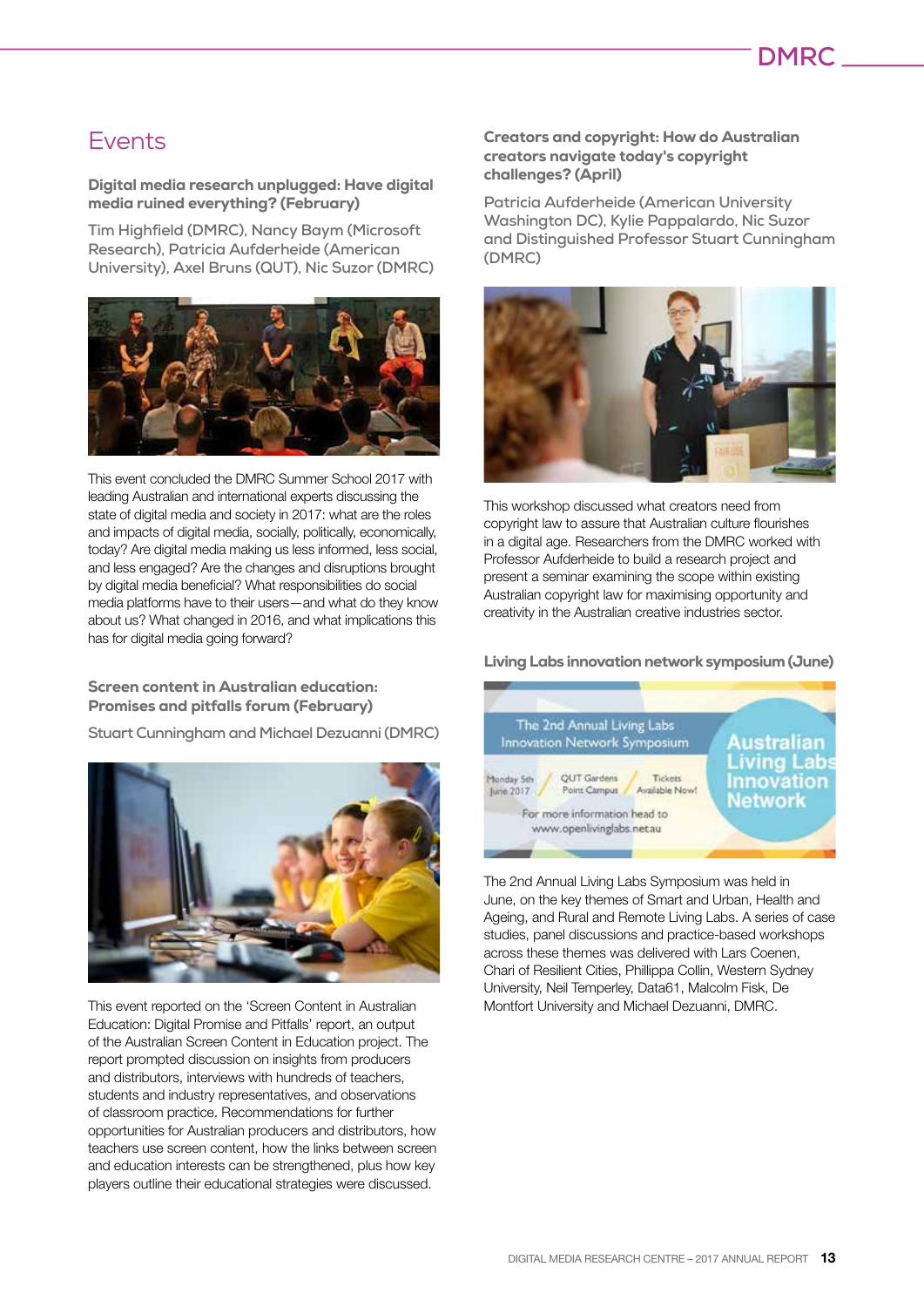# Events

### Digital media research unplugged: Have digital media ruined everything? (February)

Tim Highfield (DMRC), Nancy Baym (Microsoft Research), Patricia Aufderheide (American University), Axel Bruns (QUT), Nic Suzor (DMRC)

This event concluded the DMRC Summer School 2017 with leading Australian and international experts discussing the state of digital media and society in 2017: what are the roles and impacts of digital media, socially, politically, economically, today? Are digital media making us less informed, less social, and less engaged? Are the changes and disruptions brought by digital media beneficial? What responsibilities do social media platforms have to their users—and what do they know about us? What changed in 2016, and what implications this has for digital media going forward?

### Screen content in Australian education: Promises and pitfalls forum (February)

Stuart Cunningham and Michael Dezuanni (DMRC)

This event reported on the 'Screen Content in Australian Education: Digital Promise and Pitfalls' report, an output of the Australian Screen Content in Education project. The report prompted discussion on insights from producers and distributors, interviews with hundreds of teachers, students and industry representatives, and observations of classroom practice. Recommendations for further opportunities for Australian producers and distributors, how teachers use screen content, how the links between screen and education interests can be strengthened, plus how key players outline their educational strategies were discussed.

### Creators and copyright: How do Australian creators navigate today's copyright challenges? (April)

Patricia Aufderheide (American University Washington DC), Kylie Pappalardo, Nic Suzor and Distinguished Professor Stuart Cunningham (DMRC)

This workshop discussed what creators need from copyright law to assure that Australian culture flourishes in a digital age. Researchers from the DMRC worked with Professor Aufderheide to build a research project and present a seminar examining the scope within existing Australian copyright law for maximising opportunity and creativity in the Australian creative industries sector.

### Living Labs innovation network symposium (June)

The 2nd Annual Living Labs Symposium was held in June, on the key themes of Smart and Urban, Health and Ageing, and Rural and Remote Living Labs. A series of case studies, panel discussions and practice-based workshops across these themes was delivered with Lars Coenen, Chari of Resilient Cities, Phillippa Collin, Western Sydney University, Neil Temperley, Data61, Malcolm Fisk, De Montfort University and Michael Dezuanni, DMRC.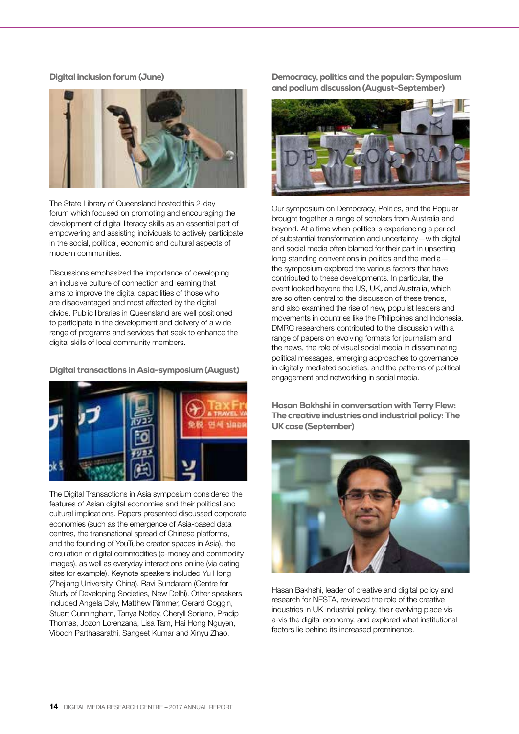### Digital inclusion forum (June)

The State Library of Queensland hosted this 2-day forum which focused on promoting and encouraging the development of digital literacy skills as an essential part of empowering and assisting individuals to actively participate in the social, political, economic and cultural aspects of modern communities.

Discussions emphasized the importance of developing an inclusive culture of connection and learning that aims to improve the digital capabilities of those who are disadvantaged and most affected by the digital divide. Public libraries in Queensland are well positioned to participate in the development and delivery of a wide range of programs and services that seek to enhance the digital skills of local community members.

### Digital transactions in Asia-symposium (August)

The Digital Transactions in Asia symposium considered the features of Asian digital economies and their political and cultural implications. Papers presented discussed corporate economies (such as the emergence of Asia-based data centres, the transnational spread of Chinese platforms, and the founding of YouTube creator spaces in Asia), the circulation of digital commodities (e-money and commodity images), as well as everyday interactions online (via dating sites for example). Keynote speakers included Yu Hong (Zhejiang University, China), Ravi Sundaram (Centre for Study of Developing Societies, New Delhi). Other speakers included Angela Daly, Matthew Rimmer, Gerard Goggin, Stuart Cunningham, Tanya Notley, Cheryll Soriano, Pradip Thomas, Jozon Lorenzana, Lisa Tam, Hai Hong Nguyen, Vibodh Parthasarathi, Sangeet Kumar and Xinyu Zhao.

### Democracy, politics and the popular: Symposium and podium discussion (August-September)

Our symposium on Democracy, Politics, and the Popular brought together a range of scholars from Australia and beyond. At a time when politics is experiencing a period of substantial transformation and uncertainty—with digital and social media often blamed for their part in upsetting long-standing conventions in politics and the media—the symposium explored the various factors that have contributed to these developments. In particular, the event looked beyond the US, UK, and Australia, which are so often central to the discussion of these trends, and also examined the rise of new, populist leaders and movements in countries like the Philippines and Indonesia. DMRC researchers contributed to the discussion with a range of papers on evolving formats for journalism and the news, the role of visual social media in disseminating political messages, emerging approaches to governance in digitally mediated societies, and the patterns of political engagement and networking in social media.

### Hasan Bakhshi in conversation with Terry Flew: The creative industries and industrial policy: The UK case (September)

Hasan Bakhshi, leader of creative and digital policy and research for NESTA, reviewed the role of the creative industries in UK industrial policy, their evolving place vis-a-vis the digital economy, and explored what institutional factors lie behind its increased prominence.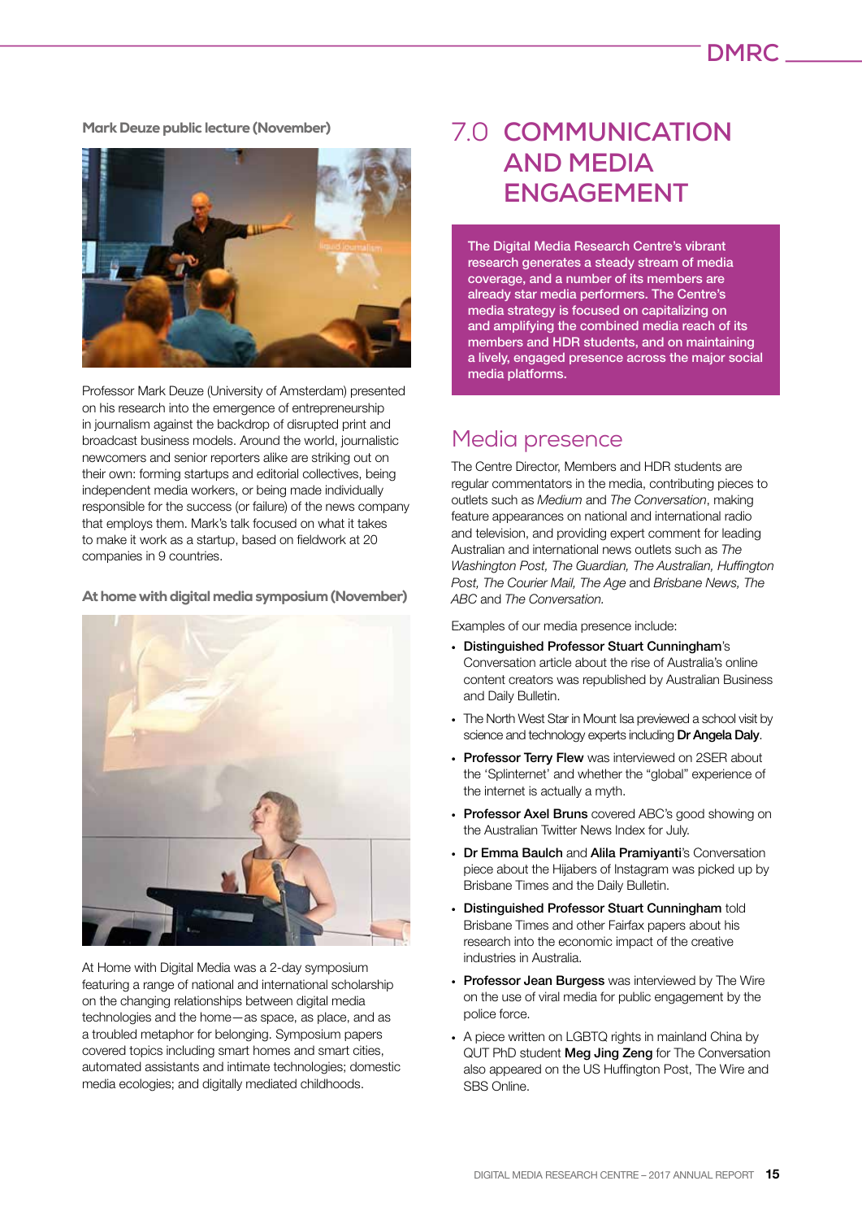### Mark Deuze public lecture (November)

Professor Mark Deuze (University of Amsterdam) presented on his research into the emergence of entrepreneurship in journalism against the backdrop of disrupted print and broadcast business models. Around the world, journalistic newcomers and senior reporters alike are striking out on their own: forming startups and editorial collectives, being independent media workers, or being made individually responsible for the success (or failure) of the news company that employs them. Mark's talk focused on what it takes to make it work as a startup, based on fieldwork at 20 companies in 9 countries.

### At home with digital media symposium (November)

At Home with Digital Media was a 2-day symposium featuring a range of national and international scholarship on the changing relationships between digital media technologies and the home—as space, as place, and as a troubled metaphor for belonging. Symposium papers covered topics including smart homes and smart cities, automated assistants and intimate technologies; domestic media ecologies; and digitally mediated childhoods.

# 7.0 COMMUNICATION AND MEDIA ENGAGEMENT

**The Digital Media Research Centre's vibrant research generates a steady stream of media coverage, and a number of its members are already star media performers. The Centre's media strategy is focused on capitalizing on and amplifying the combined media reach of its members and HDR students, and on maintaining a lively, engaged presence across the major social media platforms.**

## Media presence

The Centre Director, Members and HDR students are regular commentators in the media, contributing pieces to outlets such as *Medium* and *The Conversation*, making feature appearances on national and international radio and television, and providing expert comment for leading Australian and international news outlets such as *The Washington Post, The Guardian, The Australian, Huffington Post, The Courier Mail, The Age* and *Brisbane News, The ABC* and *The Conversation.*

Examples of our media presence include:

- **Distinguished Professor Stuart Cunningham**'s Conversation article about the rise of Australia's online content creators was republished by Australian Business and Daily Bulletin.
- The North West Star in Mount Isa previewed a school visit by science and technology experts including **Dr Angela Daly**.
- **Professor Terry Flew** was interviewed on 2SER about the 'Splinternet' and whether the "global" experience of the internet is actually a myth.
- **Professor Axel Bruns** covered ABC's good showing on the Australian Twitter News Index for July.
- **Dr Emma Baulch** and **Alila Pramiyanti**'s Conversation piece about the Hijabers of Instagram was picked up by Brisbane Times and the Daily Bulletin.
- **Distinguished Professor Stuart Cunningham** told Brisbane Times and other Fairfax papers about his research into the economic impact of the creative industries in Australia.
- **Professor Jean Burgess** was interviewed by The Wire on the use of viral media for public engagement by the police force.
- A piece written on LGBTQ rights in mainland China by QUT PhD student **Meg Jing Zeng** for The Conversation also appeared on the US Huffington Post, The Wire and SBS Online.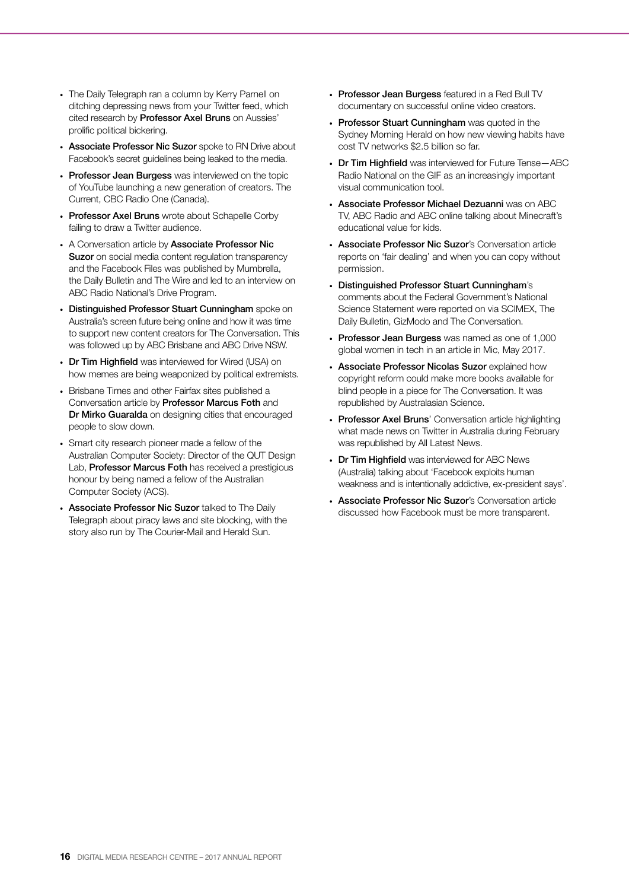- The Daily Telegraph ran a column by Kerry Parnell on ditching depressing news from your Twitter feed, which cited research by **Professor Axel Bruns** on Aussies' prolific political bickering.
- **Associate Professor Nic Suzor** spoke to RN Drive about Facebook's secret guidelines being leaked to the media.
- **Professor Jean Burgess** was interviewed on the topic of YouTube launching a new generation of creators. The Current, CBC Radio One (Canada).
- **Professor Axel Bruns** wrote about Schapelle Corby failing to draw a Twitter audience.
- A Conversation article by **Associate Professor Nic Suzor** on social media content regulation transparency and the Facebook Files was published by Mumbrella, the Daily Bulletin and The Wire and led to an interview on ABC Radio National's Drive Program.
- **Distinguished Professor Stuart Cunningham** spoke on Australia's screen future being online and how it was time to support new content creators for The Conversation. This was followed up by ABC Brisbane and ABC Drive NSW.
- **Dr Tim Highfield** was interviewed for Wired (USA) on how memes are being weaponized by political extremists.
- Brisbane Times and other Fairfax sites published a Conversation article by **Professor Marcus Foth** and **Dr Mirko Guaralda** on designing cities that encouraged people to slow down.
- Smart city research pioneer made a fellow of the Australian Computer Society: Director of the QUT Design Lab, **Professor Marcus Foth** has received a prestigious honour by being named a fellow of the Australian Computer Society (ACS).
- **Associate Professor Nic Suzor** talked to The Daily Telegraph about piracy laws and site blocking, with the story also run by The Courier-Mail and Herald Sun.
- **Professor Jean Burgess** featured in a Red Bull TV documentary on successful online video creators.
- **Professor Stuart Cunningham** was quoted in the Sydney Morning Herald on how new viewing habits have cost TV networks $2.5 billion so far.
- **Dr Tim Highfield** was interviewed for Future Tense—ABC Radio National on the GIF as an increasingly important visual communication tool.
- **Associate Professor Michael Dezuanni** was on ABC TV, ABC Radio and ABC online talking about Minecraft's educational value for kids.
- **Associate Professor Nic Suzor**'s Conversation article reports on 'fair dealing' and when you can copy without permission.
- **Distinguished Professor Stuart Cunningham**'s comments about the Federal Government's National Science Statement were reported on via SCIMEX, The Daily Bulletin, GizModo and The Conversation.
- **Professor Jean Burgess** was named as one of 1,000 global women in tech in an article in Mic, May 2017.
- **Associate Professor Nicolas Suzor** explained how copyright reform could make more books available for blind people in a piece for The Conversation. It was republished by Australasian Science.
- **Professor Axel Bruns**' Conversation article highlighting what made news on Twitter in Australia during February was republished by All Latest News.
- **Dr Tim Highfield** was interviewed for ABC News (Australia) talking about 'Facebook exploits human weakness and is intentionally addictive, ex-president says'.
- **Associate Professor Nic Suzor**'s Conversation article discussed how Facebook must be more transparent.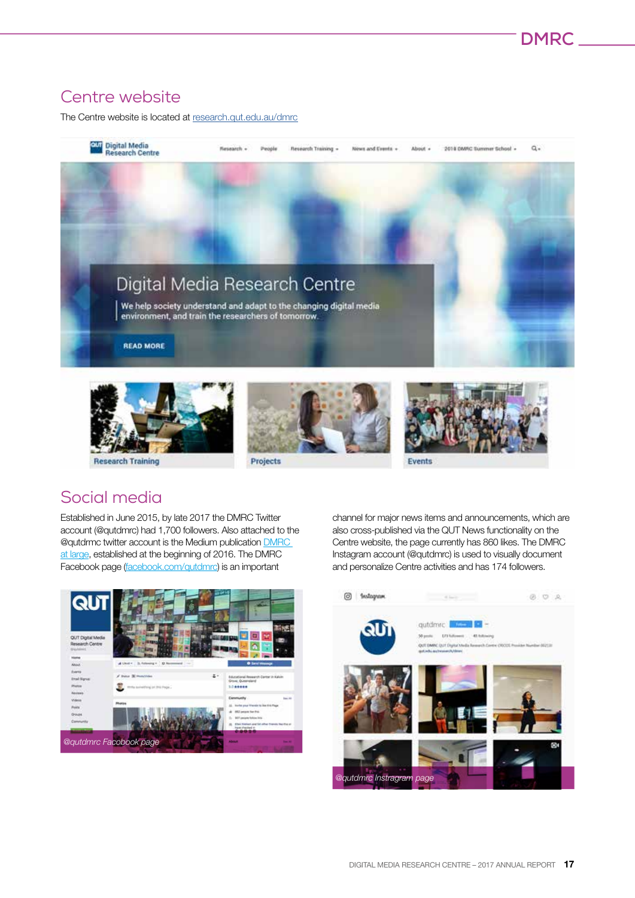## Centre website

The Centre website is located at research.qut.edu.au/dmrc

## Social media

Established in June 2015, by late 2017 the DMRC Twitter account (@qutdmrc) had 1,700 followers. Also attached to the @qutdmrc twitter account is the Medium publication DMRC at large, established at the beginning of 2016. The DMRC Facebook page (facebook.com/qutdmrc) is an important channel for major news items and announcements, which are also cross-published via the QUT News functionality on the Centre website, the page currently has 860 likes. The DMRC Instagram account (@qutdmrc) is used to visually document and personalize Centre activities and has 174 followers.

*@qutdmrc Facebook page*

*@qutdmrc Instagram page*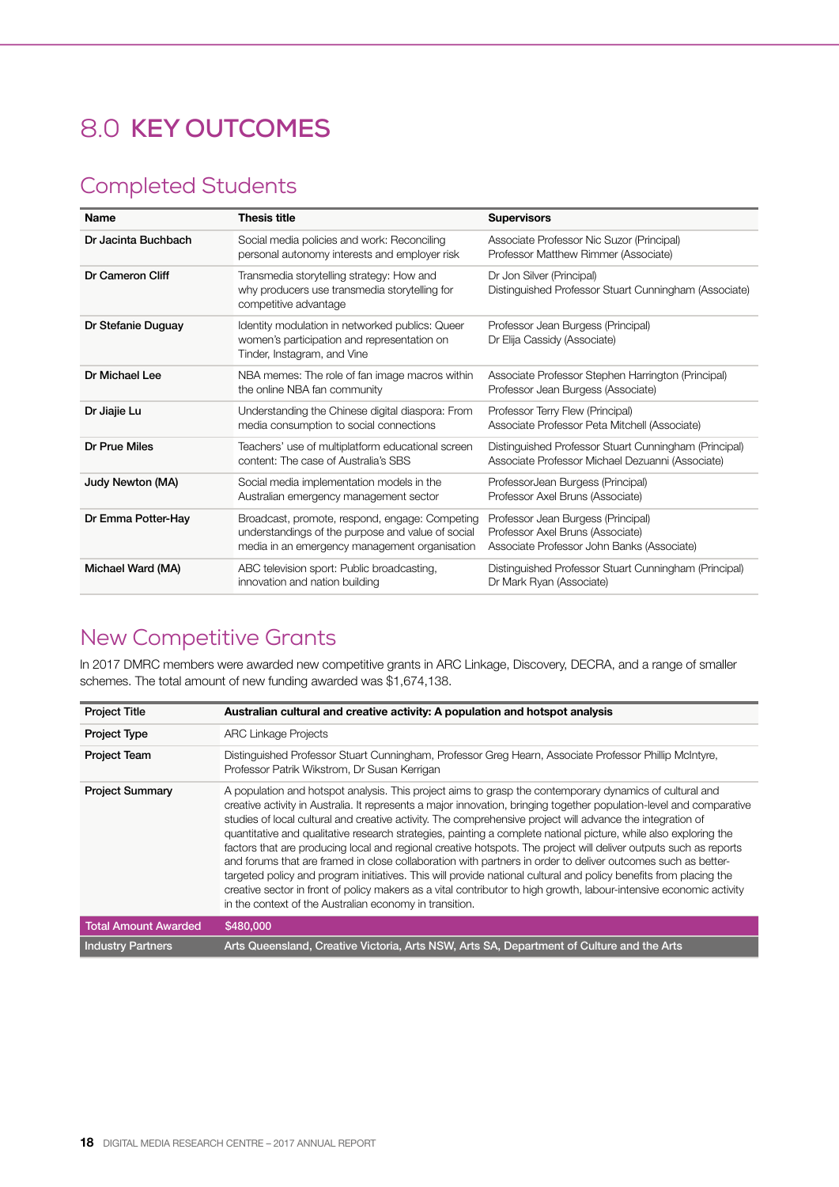# 8.0 KEY OUTCOMES

## Completed Students

| Name | Thesis title | Supervisors |
|---|---|---|
| **Dr Jacinta Buchbach** | Social media policies and work: Reconciling personal autonomy interests and employer risk | Associate Professor Nic Suzor (Principal)<br>Professor Matthew Rimmer (Associate) |
| **Dr Cameron Cliff** | Transmedia storytelling strategy: How and why producers use transmedia storytelling for competitive advantage | Dr Jon Silver (Principal)<br>Distinguished Professor Stuart Cunningham (Associate) |
| **Dr Stefanie Duguay** | Identity modulation in networked publics: Queer women's participation and representation on Tinder, Instagram, and Vine | Professor Jean Burgess (Principal)<br>Dr Elija Cassidy (Associate) |
| **Dr Michael Lee** | NBA memes: The role of fan image macros within the online NBA fan community | Associate Professor Stephen Harrington (Principal)<br>Professor Jean Burgess (Associate) |
| **Dr Jiajie Lu** | Understanding the Chinese digital diaspora: From media consumption to social connections | Professor Terry Flew (Principal)<br>Associate Professor Peta Mitchell (Associate) |
| **Dr Prue Miles** | Teachers' use of multiplatform educational screen content: The case of Australia's SBS | Distinguished Professor Stuart Cunningham (Principal)<br>Associate Professor Michael Dezuanni (Associate) |
| **Judy Newton (MA)** | Social media implementation models in the Australian emergency management sector | ProfessorJean Burgess (Principal)<br>Professor Axel Bruns (Associate) |
| **Dr Emma Potter-Hay** | Broadcast, promote, respond, engage: Competing understandings of the purpose and value of social media in an emergency management organisation | Professor Jean Burgess (Principal)<br>Professor Axel Bruns (Associate)<br>Associate Professor John Banks (Associate) |
| **Michael Ward (MA)** | ABC television sport: Public broadcasting, innovation and nation building | Distinguished Professor Stuart Cunningham (Principal)<br>Dr Mark Ryan (Associate) |

## New Competitive Grants

In 2017 DMRC members were awarded new competitive grants in ARC Linkage, Discovery, DECRA, and a range of smaller schemes. The total amount of new funding awarded was $1,674,138.

| Project Title | **Australian cultural and creative activity: A population and hotspot analysis** |
|---|---|
| **Project Type** | ARC Linkage Projects |
| **Project Team** | Distinguished Professor Stuart Cunningham, Professor Greg Hearn, Associate Professor Phillip McIntyre, Professor Patrik Wikstrom, Dr Susan Kerrigan |
| **Project Summary** | A population and hotspot analysis. This project aims to grasp the contemporary dynamics of cultural and creative activity in Australia. It represents a major innovation, bringing together population-level and comparative studies of local cultural and creative activity. The comprehensive project will advance the integration of quantitative and qualitative research strategies, painting a complete national picture, while also exploring the factors that are producing local and regional creative hotspots. The project will deliver outputs such as reports and forums that are framed in close collaboration with partners in order to deliver outcomes such as better-targeted policy and program initiatives. This will provide national cultural and policy benefits from placing the creative sector in front of policy makers as a vital contributor to high growth, labour-intensive economic activity in the context of the Australian economy in transition. |
| **Total Amount Awarded** | $480,000 |
| **Industry Partners** | Arts Queensland, Creative Victoria, Arts NSW, Arts SA, Department of Culture and the Arts |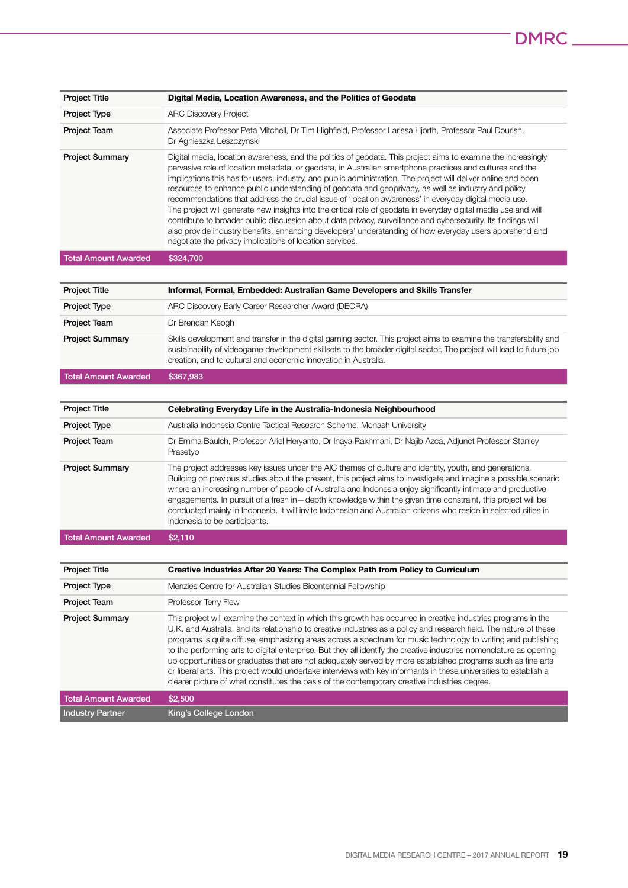| Project Title | Digital Media, Location Awareness, and the Politics of Geodata |
| --- | --- |
| Project Type | ARC Discovery Project |
| Project Team | Associate Professor Peta Mitchell, Dr Tim Highfield, Professor Larissa Hjorth, Professor Paul Dourish, Dr Agnieszka Leszczynski |
| Project Summary | Digital media, location awareness, and the politics of geodata. This project aims to examine the increasingly pervasive role of location metadata, or geodata, in Australian smartphone practices and cultures and the implications this has for users, industry, and public administration. The project will deliver online and open resources to enhance public understanding of geodata and geoprivacy, as well as industry and policy recommendations that address the crucial issue of 'location awareness' in everyday digital media use. The project will generate new insights into the critical role of geodata in everyday digital media use and will contribute to broader public discussion about data privacy, surveillance and cybersecurity. Its findings will also provide industry benefits, enhancing developers' understanding of how everyday users apprehend and negotiate the privacy implications of location services. |
| Total Amount Awarded | $324,700 |

| Project Title | Informal, Formal, Embedded: Australian Game Developers and Skills Transfer |
| --- | --- |
| Project Type | ARC Discovery Early Career Researcher Award (DECRA) |
| Project Team | Dr Brendan Keogh |
| Project Summary | Skills development and transfer in the digital gaming sector. This project aims to examine the transferability and sustainability of videogame development skillsets to the broader digital sector. The project will lead to future job creation, and to cultural and economic innovation in Australia. |
| Total Amount Awarded | $367,983 |

| Project Title | Celebrating Everyday Life in the Australia-Indonesia Neighbourhood |
| --- | --- |
| Project Type | Australia Indonesia Centre Tactical Research Scheme, Monash University |
| Project Team | Dr Emma Baulch, Professor Ariel Heryanto, Dr Inaya Rakhmani, Dr Najib Azca, Adjunct Professor Stanley Prasetyo |
| Project Summary | The project addresses key issues under the AIC themes of culture and identity, youth, and generations. Building on previous studies about the present, this project aims to investigate and imagine a possible scenario where an increasing number of people of Australia and Indonesia enjoy significantly intimate and productive engagements. In pursuit of a fresh in—depth knowledge within the given time constraint, this project will be conducted mainly in Indonesia. It will invite Indonesian and Australian citizens who reside in selected cities in Indonesia to be participants. |
| Total Amount Awarded | $2,110 |

| Project Title | Creative Industries After 20 Years: The Complex Path from Policy to Curriculum |
| --- | --- |
| Project Type | Menzies Centre for Australian Studies Bicentennial Fellowship |
| Project Team | Professor Terry Flew |
| Project Summary | This project will examine the context in which this growth has occurred in creative industries programs in the U.K. and Australia, and its relationship to creative industries as a policy and research field. The nature of these programs is quite diffuse, emphasizing areas across a spectrum for music technology to writing and publishing to the performing arts to digital enterprise. But they all identify the creative industries nomenclature as opening up opportunities or graduates that are not adequately served by more established programs such as fine arts or liberal arts. This project would undertake interviews with key informants in these universities to establish a clearer picture of what constitutes the basis of the contemporary creative industries degree. |
| Total Amount Awarded | $2,500 |
| Industry Partner | King's College London |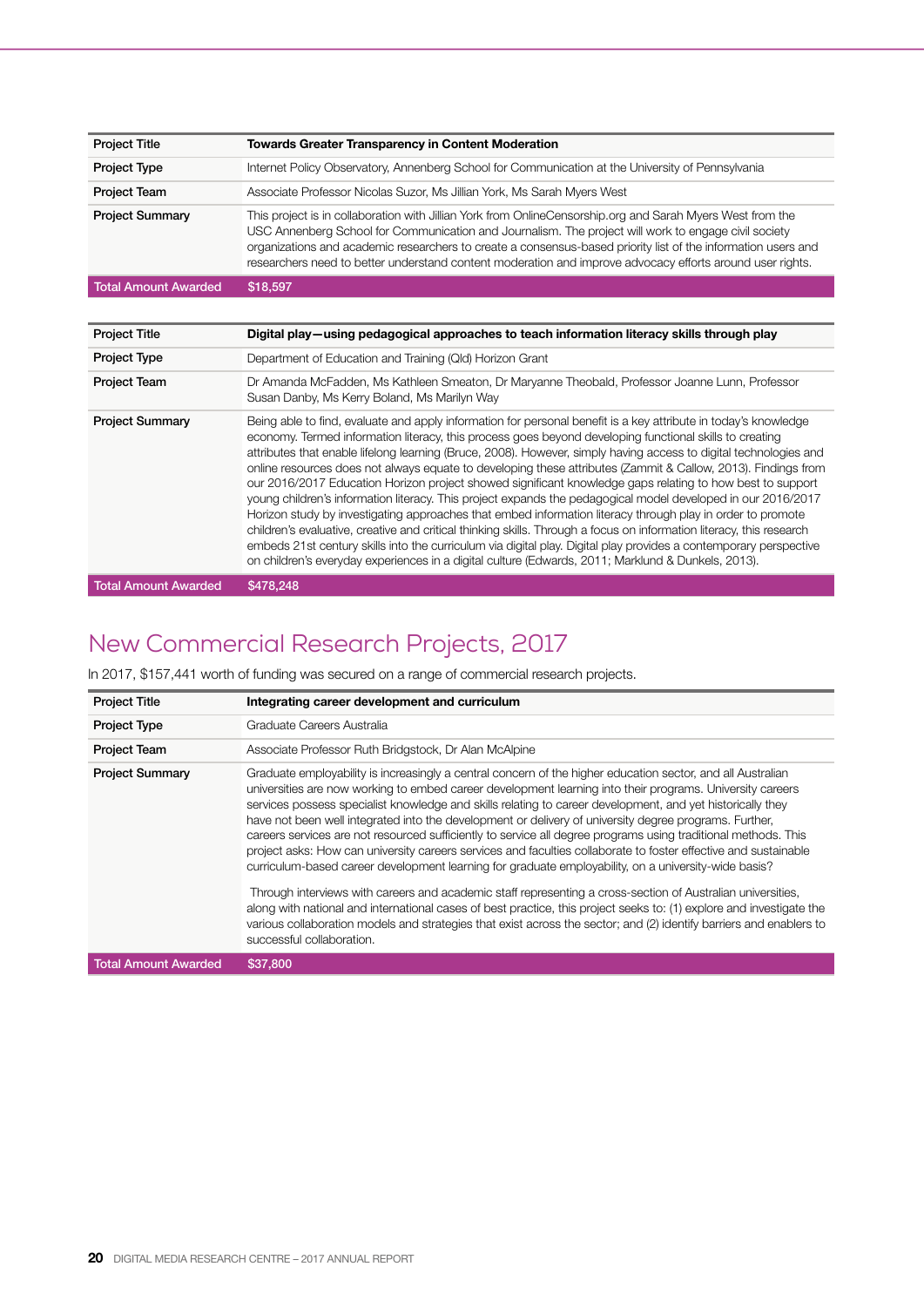| Project Title | Towards Greater Transparency in Content Moderation |
|---|---|
| Project Type | Internet Policy Observatory, Annenberg School for Communication at the University of Pennsylvania |
| Project Team | Associate Professor Nicolas Suzor, Ms Jillian York, Ms Sarah Myers West |
| Project Summary | This project is in collaboration with Jillian York from OnlineCensorship.org and Sarah Myers West from the USC Annenberg School for Communication and Journalism. The project will work to engage civil society organizations and academic researchers to create a consensus-based priority list of the information users and researchers need to better understand content moderation and improve advocacy efforts around user rights. |
| Total Amount Awarded | $18,597 |

| Project Title | Digital play—using pedagogical approaches to teach information literacy skills through play |
|---|---|
| Project Type | Department of Education and Training (Qld) Horizon Grant |
| Project Team | Dr Amanda McFadden, Ms Kathleen Smeaton, Dr Maryanne Theobald, Professor Joanne Lunn, Professor Susan Danby, Ms Kerry Boland, Ms Marilyn Way |
| Project Summary | Being able to find, evaluate and apply information for personal benefit is a key attribute in today's knowledge economy. Termed information literacy, this process goes beyond developing functional skills to creating attributes that enable lifelong learning (Bruce, 2008). However, simply having access to digital technologies and online resources does not always equate to developing these attributes (Zammit & Callow, 2013). Findings from our 2016/2017 Education Horizon project showed significant knowledge gaps relating to how best to support young children's information literacy. This project expands the pedagogical model developed in our 2016/2017 Horizon study by investigating approaches that embed information literacy through play in order to promote children's evaluative, creative and critical thinking skills. Through a focus on information literacy, this research embeds 21st century skills into the curriculum via digital play. Digital play provides a contemporary perspective on children's everyday experiences in a digital culture (Edwards, 2011; Marklund & Dunkels, 2013). |
| Total Amount Awarded | $478,248 |

## New Commercial Research Projects, 2017

In 2017, $157,441 worth of funding was secured on a range of commercial research projects.

| Project Title | Integrating career development and curriculum |
|---|---|
| Project Type | Graduate Careers Australia |
| Project Team | Associate Professor Ruth Bridgstock, Dr Alan McAlpine |
| Project Summary | Graduate employability is increasingly a central concern of the higher education sector, and all Australian universities are now working to embed career development learning into their programs. University careers services possess specialist knowledge and skills relating to career development, and yet historically they have not been well integrated into the development or delivery of university degree programs. Further, careers services are not resourced sufficiently to service all degree programs using traditional methods. This project asks: How can university careers services and faculties collaborate to foster effective and sustainable curriculum-based career development learning for graduate employability, on a university-wide basis?<br><br>Through interviews with careers and academic staff representing a cross-section of Australian universities, along with national and international cases of best practice, this project seeks to: (1) explore and investigate the various collaboration models and strategies that exist across the sector; and (2) identify barriers and enablers to successful collaboration. |
| Total Amount Awarded | $37,800 |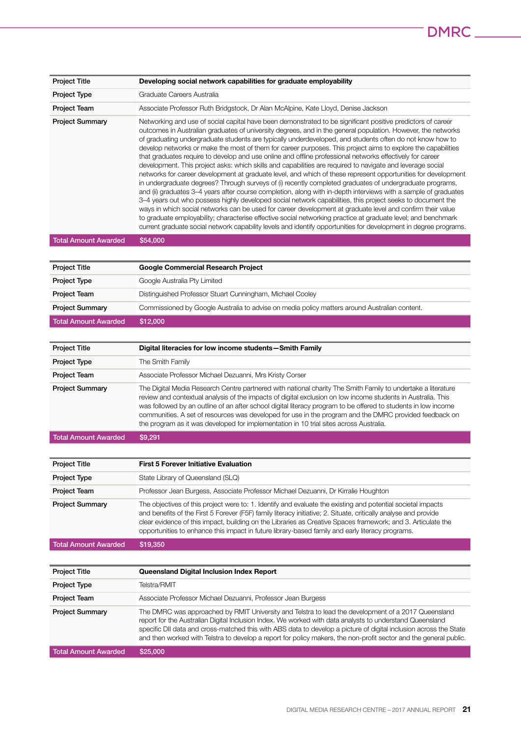| Project Title | Developing social network capabilities for graduate employability |
| --- | --- |
| Project Type | Graduate Careers Australia |
| Project Team | Associate Professor Ruth Bridgstock, Dr Alan McAlpine, Kate Lloyd, Denise Jackson |
| Project Summary | Networking and use of social capital have been demonstrated to be significant positive predictors of career outcomes in Australian graduates of university degrees, and in the general population. However, the networks of graduating undergraduate students are typically underdeveloped, and students often do not know how to develop networks or make the most of them for career purposes. This project aims to explore the capabilities that graduates require to develop and use online and offline professional networks effectively for career development. This project asks: which skills and capabilities are required to navigate and leverage social networks for career development at graduate level, and which of these represent opportunities for development in undergraduate degrees? Through surveys of (i) recently completed graduates of undergraduate programs, and (ii) graduates 3–4 years after course completion, along with in-depth interviews with a sample of graduates 3–4 years out who possess highly developed social network capabilities, this project seeks to document the ways in which social networks can be used for career development at graduate level and confirm their value to graduate employability; characterise effective social networking practice at graduate level; and benchmark current graduate social network capability levels and identify opportunities for development in degree programs. |
| Total Amount Awarded | $54,000 |

| Project Title | Google Commercial Research Project |
| --- | --- |
| Project Type | Google Australia Pty Limited |
| Project Team | Distinguished Professor Stuart Cunningham, Michael Cooley |
| Project Summary | Commissioned by Google Australia to advise on media policy matters around Australian content. |
| Total Amount Awarded | $12,000 |

| Project Title | Digital literacies for low income students—Smith Family |
| --- | --- |
| Project Type | The Smith Family |
| Project Team | Associate Professor Michael Dezuanni, Mrs Kristy Corser |
| Project Summary | The Digital Media Research Centre partnered with national charity The Smith Family to undertake a literature review and contextual analysis of the impacts of digital exclusion on low income students in Australia. This was followed by an outline of an after school digital literacy program to be offered to students in low income communities. A set of resources was developed for use in the program and the DMRC provided feedback on the program as it was developed for implementation in 10 trial sites across Australia. |
| Total Amount Awarded | $9,291 |

| Project Title | First 5 Forever Initiative Evaluation |
| --- | --- |
| Project Type | State Library of Queensland (SLQ) |
| Project Team | Professor Jean Burgess, Associate Professor Michael Dezuanni, Dr Kirralie Houghton |
| Project Summary | The objectives of this project were to: 1. Identify and evaluate the existing and potential societal impacts and benefits of the First 5 Forever (F5F) family literacy initiative; 2. Situate, critically analyse and provide clear evidence of this impact, building on the Libraries as Creative Spaces framework; and 3. Articulate the opportunities to enhance this impact in future library-based family and early literacy programs. |
| Total Amount Awarded | $19,350 |

| Project Title | Queensland Digital Inclusion Index Report |
| --- | --- |
| Project Type | Telstra/RMIT |
| Project Team | Associate Professor Michael Dezuanni, Professor Jean Burgess |
| Project Summary | The DMRC was approached by RMIT University and Telstra to lead the development of a 2017 Queensland report for the Australian Digital Inclusion Index. We worked with data analysts to understand Queensland specific DII data and cross-matched this with ABS data to develop a picture of digital inclusion across the State and then worked with Telstra to develop a report for policy makers, the non-profit sector and the general public. |
| Total Amount Awarded | $25,000 |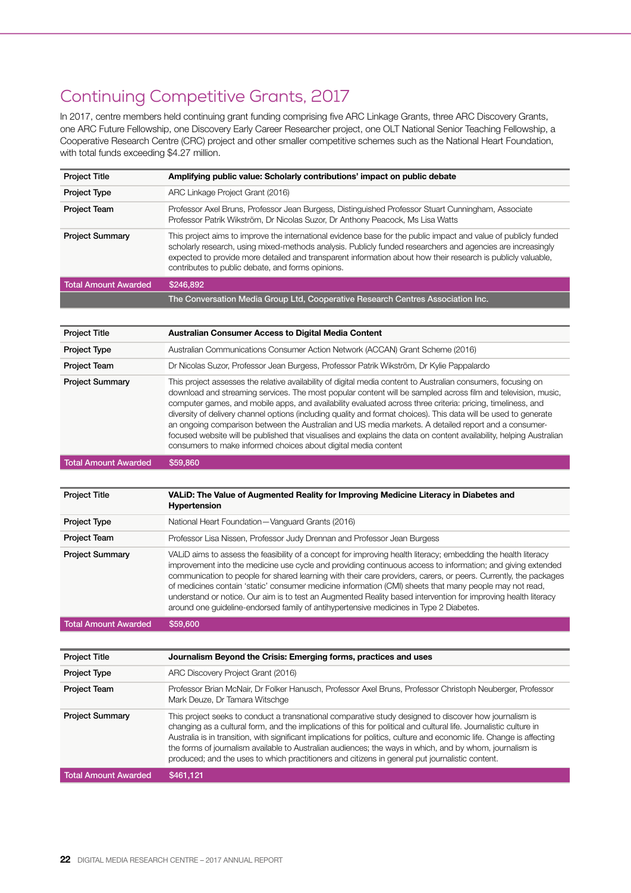## Continuing Competitive Grants, 2017

In 2017, centre members held continuing grant funding comprising five ARC Linkage Grants, three ARC Discovery Grants, one ARC Future Fellowship, one Discovery Early Career Researcher project, one OLT National Senior Teaching Fellowship, a Cooperative Research Centre (CRC) project and other smaller competitive schemes such as the National Heart Foundation, with total funds exceeding $4.27 million.

| Project Title | **Amplifying public value: Scholarly contributions' impact on public debate** |
|---|---|
| Project Type | ARC Linkage Project Grant (2016) |
| Project Team | Professor Axel Bruns, Professor Jean Burgess, Distinguished Professor Stuart Cunningham, Associate Professor Patrik Wikström, Dr Nicolas Suzor, Dr Anthony Peacock, Ms Lisa Watts |
| Project Summary | This project aims to improve the international evidence base for the public impact and value of publicly funded scholarly research, using mixed-methods analysis. Publicly funded researchers and agencies are increasingly expected to provide more detailed and transparent information about how their research is publicly valuable, contributes to public debate, and forms opinions. |
| Total Amount Awarded | $246,892 |
| | The Conversation Media Group Ltd, Cooperative Research Centres Association Inc. |

| Project Title | **Australian Consumer Access to Digital Media Content** |
|---|---|
| Project Type | Australian Communications Consumer Action Network (ACCAN) Grant Scheme (2016) |
| Project Team | Dr Nicolas Suzor, Professor Jean Burgess, Professor Patrik Wikström, Dr Kylie Pappalardo |
| Project Summary | This project assesses the relative availability of digital media content to Australian consumers, focusing on download and streaming services. The most popular content will be sampled across film and television, music, computer games, and mobile apps, and availability evaluated across three criteria: pricing, timeliness, and diversity of delivery channel options (including quality and format choices). This data will be used to generate an ongoing comparison between the Australian and US media markets. A detailed report and a consumer-focused website will be published that visualises and explains the data on content availability, helping Australian consumers to make informed choices about digital media content |
| Total Amount Awarded | $59,860 |

| Project Title | **VALiD: The Value of Augmented Reality for Improving Medicine Literacy in Diabetes and Hypertension** |
|---|---|
| Project Type | National Heart Foundation—Vanguard Grants (2016) |
| Project Team | Professor Lisa Nissen, Professor Judy Drennan and Professor Jean Burgess |
| Project Summary | VALiD aims to assess the feasibility of a concept for improving health literacy; embedding the health literacy improvement into the medicine use cycle and providing continuous access to information; and giving extended communication to people for shared learning with their care providers, carers, or peers. Currently, the packages of medicines contain 'static' consumer medicine information (CMI) sheets that many people may not read, understand or notice. Our aim is to test an Augmented Reality based intervention for improving health literacy around one guideline-endorsed family of antihypertensive medicines in Type 2 Diabetes. |
| Total Amount Awarded | $59,600 |

| Project Title | **Journalism Beyond the Crisis: Emerging forms, practices and uses** |
|---|---|
| Project Type | ARC Discovery Project Grant (2016) |
| Project Team | Professor Brian McNair, Dr Folker Hanusch, Professor Axel Bruns, Professor Christoph Neuberger, Professor Mark Deuze, Dr Tamara Witschge |
| Project Summary | This project seeks to conduct a transnational comparative study designed to discover how journalism is changing as a cultural form, and the implications of this for political and cultural life. Journalistic culture in Australia is in transition, with significant implications for politics, culture and economic life. Change is affecting the forms of journalism available to Australian audiences; the ways in which, and by whom, journalism is produced; and the uses to which practitioners and citizens in general put journalistic content. |
| Total Amount Awarded | $461,121 |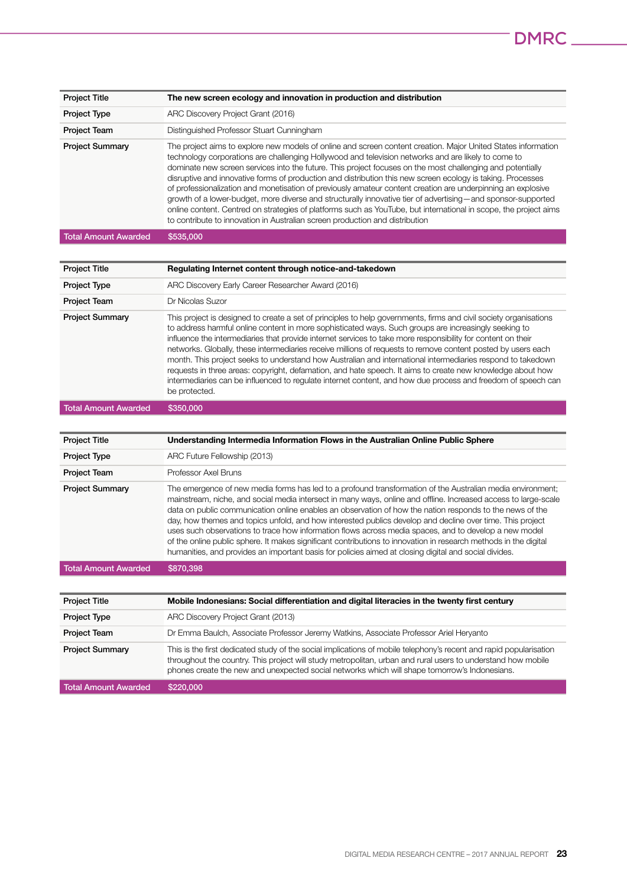| Project Title | **The new screen ecology and innovation in production and distribution** |
|---|---|
| **Project Type** | ARC Discovery Project Grant (2016) |
| **Project Team** | Distinguished Professor Stuart Cunningham |
| **Project Summary** | The project aims to explore new models of online and screen content creation. Major United States information technology corporations are challenging Hollywood and television networks and are likely to come to dominate new screen services into the future. This project focuses on the most challenging and potentially disruptive and innovative forms of production and distribution this new screen ecology is taking. Processes of professionalization and monetisation of previously amateur content creation are underpinning an explosive growth of a lower-budget, more diverse and structurally innovative tier of advertising—and sponsor-supported online content. Centred on strategies of platforms such as YouTube, but international in scope, the project aims to contribute to innovation in Australian screen production and distribution |
| **Total Amount Awarded** | $535,000 |

| Project Title | **Regulating Internet content through notice-and-takedown** |
|---|---|
| **Project Type** | ARC Discovery Early Career Researcher Award (2016) |
| **Project Team** | Dr Nicolas Suzor |
| **Project Summary** | This project is designed to create a set of principles to help governments, firms and civil society organisations to address harmful online content in more sophisticated ways. Such groups are increasingly seeking to influence the intermediaries that provide internet services to take more responsibility for content on their networks. Globally, these intermediaries receive millions of requests to remove content posted by users each month. This project seeks to understand how Australian and international intermediaries respond to takedown requests in three areas: copyright, defamation, and hate speech. It aims to create new knowledge about how intermediaries can be influenced to regulate internet content, and how due process and freedom of speech can be protected. |
| **Total Amount Awarded** | $350,000 |

| Project Title | **Understanding Intermedia Information Flows in the Australian Online Public Sphere** |
|---|---|
| **Project Type** | ARC Future Fellowship (2013) |
| **Project Team** | Professor Axel Bruns |
| **Project Summary** | The emergence of new media forms has led to a profound transformation of the Australian media environment; mainstream, niche, and social media intersect in many ways, online and offline. Increased access to large-scale data on public communication online enables an observation of how the nation responds to the news of the day, how themes and topics unfold, and how interested publics develop and decline over time. This project uses such observations to trace how information flows across media spaces, and to develop a new model of the online public sphere. It makes significant contributions to innovation in research methods in the digital humanities, and provides an important basis for policies aimed at closing digital and social divides. |
| **Total Amount Awarded** | $870,398 |

| Project Title | **Mobile Indonesians: Social differentiation and digital literacies in the twenty first century** |
|---|---|
| **Project Type** | ARC Discovery Project Grant (2013) |
| **Project Team** | Dr Emma Baulch, Associate Professor Jeremy Watkins, Associate Professor Ariel Heryanto |
| **Project Summary** | This is the first dedicated study of the social implications of mobile telephony's recent and rapid popularisation throughout the country. This project will study metropolitan, urban and rural users to understand how mobile phones create the new and unexpected social networks which will shape tomorrow's Indonesians. |
| **Total Amount Awarded** | $220,000 |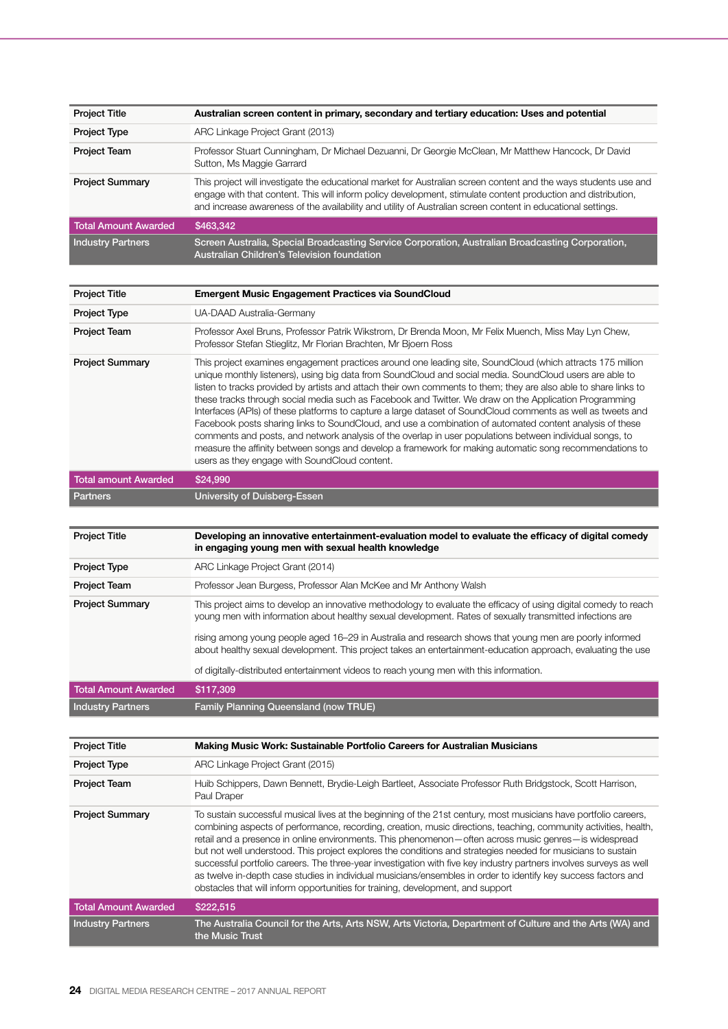| Project Title | **Australian screen content in primary, secondary and tertiary education: Uses and potential** |
|---|---|
| Project Type | ARC Linkage Project Grant (2013) |
| Project Team | Professor Stuart Cunningham, Dr Michael Dezuanni, Dr Georgie McClean, Mr Matthew Hancock, Dr David Sutton, Ms Maggie Garrard |
| Project Summary | This project will investigate the educational market for Australian screen content and the ways students use and engage with that content. This will inform policy development, stimulate content production and distribution, and increase awareness of the availability and utility of Australian screen content in educational settings. |
| Total Amount Awarded | $463,342 |
| Industry Partners | Screen Australia, Special Broadcasting Service Corporation, Australian Broadcasting Corporation, Australian Children's Television foundation |

| Project Title | **Emergent Music Engagement Practices via SoundCloud** |
|---|---|
| Project Type | UA-DAAD Australia-Germany |
| Project Team | Professor Axel Bruns, Professor Patrik Wikstrom, Dr Brenda Moon, Mr Felix Muench, Miss May Lyn Chew, Professor Stefan Stieglitz, Mr Florian Brachten, Mr Bjoern Ross |
| Project Summary | This project examines engagement practices around one leading site, SoundCloud (which attracts 175 million unique monthly listeners), using big data from SoundCloud and social media. SoundCloud users are able to listen to tracks provided by artists and attach their own comments to them; they are also able to share links to these tracks through social media such as Facebook and Twitter. We draw on the Application Programming Interfaces (APIs) of these platforms to capture a large dataset of SoundCloud comments as well as tweets and Facebook posts sharing links to SoundCloud, and use a combination of automated content analysis of these comments and posts, and network analysis of the overlap in user populations between individual songs, to measure the affinity between songs and develop a framework for making automatic song recommendations to users as they engage with SoundCloud content. |
| Total amount Awarded | $24,990 |
| Partners | University of Duisberg-Essen |

| Project Title | **Developing an innovative entertainment-evaluation model to evaluate the efficacy of digital comedy in engaging young men with sexual health knowledge** |
|---|---|
| Project Type | ARC Linkage Project Grant (2014) |
| Project Team | Professor Jean Burgess, Professor Alan McKee and Mr Anthony Walsh |
| Project Summary | This project aims to develop an innovative methodology to evaluate the efficacy of using digital comedy to reach young men with information about healthy sexual development. Rates of sexually transmitted infections are rising among young people aged 16–29 in Australia and research shows that young men are poorly informed about healthy sexual development. This project takes an entertainment-education approach, evaluating the use of digitally-distributed entertainment videos to reach young men with this information. |
| Total Amount Awarded | $117,309 |
| Industry Partners | Family Planning Queensland (now TRUE) |

| Project Title | **Making Music Work: Sustainable Portfolio Careers for Australian Musicians** |
|---|---|
| Project Type | ARC Linkage Project Grant (2015) |
| Project Team | Huib Schippers, Dawn Bennett, Brydie-Leigh Bartleet, Associate Professor Ruth Bridgstock, Scott Harrison, Paul Draper |
| Project Summary | To sustain successful musical lives at the beginning of the 21st century, most musicians have portfolio careers, combining aspects of performance, recording, creation, music directions, teaching, community activities, health, retail and a presence in online environments. This phenomenon—often across music genres—is widespread but not well understood. This project explores the conditions and strategies needed for musicians to sustain successful portfolio careers. The three-year investigation with five key industry partners involves surveys as well as twelve in-depth case studies in individual musicians/ensembles in order to identify key success factors and obstacles that will inform opportunities for training, development, and support |
| Total Amount Awarded | $222,515 |
| Industry Partners | The Australia Council for the Arts, Arts NSW, Arts Victoria, Department of Culture and the Arts (WA) and the Music Trust |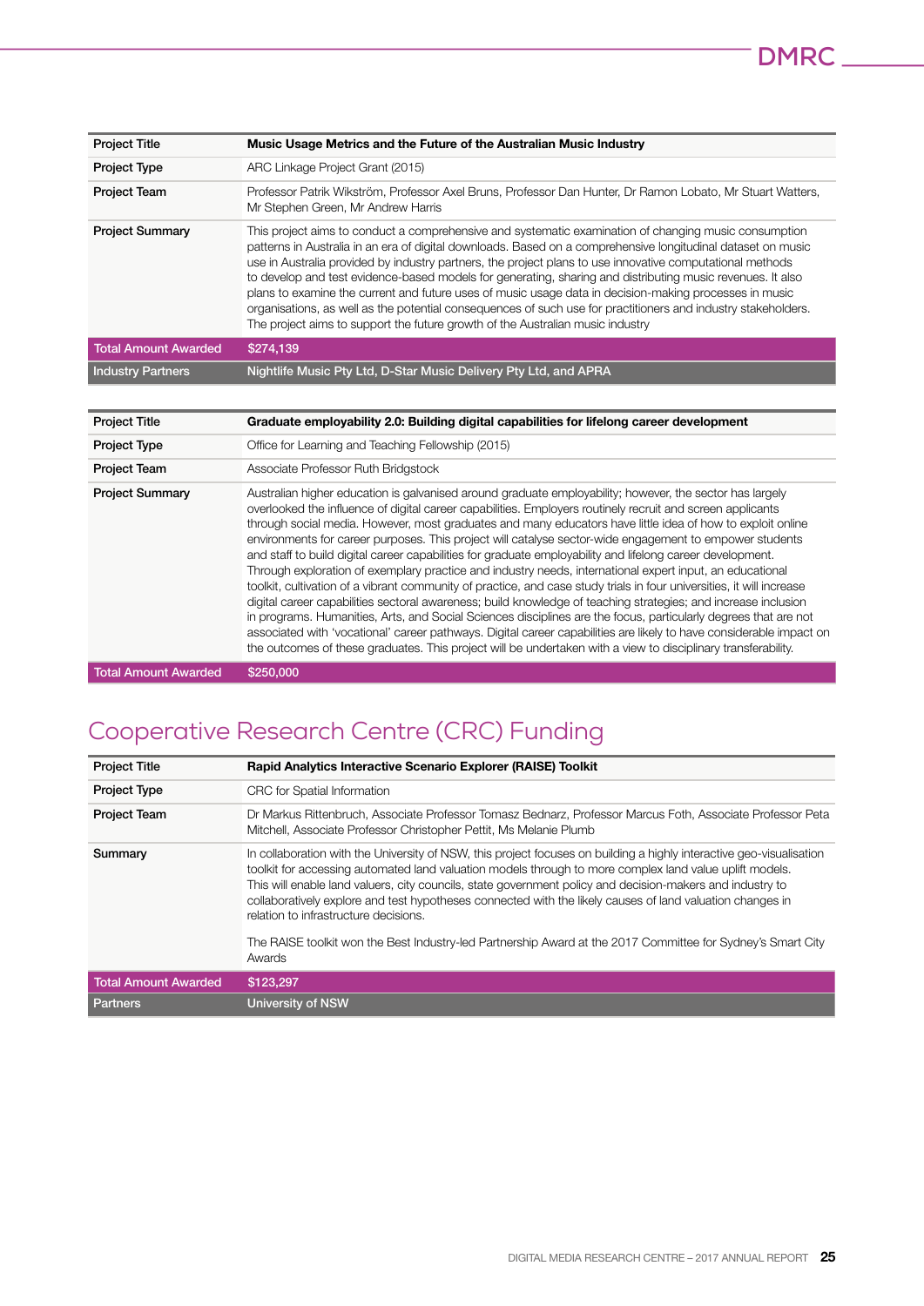| Project Title | **Music Usage Metrics and the Future of the Australian Music Industry** |
| --- | --- |
| Project Type | ARC Linkage Project Grant (2015) |
| Project Team | Professor Patrik Wikström, Professor Axel Bruns, Professor Dan Hunter, Dr Ramon Lobato, Mr Stuart Watters, Mr Stephen Green, Mr Andrew Harris |
| Project Summary | This project aims to conduct a comprehensive and systematic examination of changing music consumption patterns in Australia in an era of digital downloads. Based on a comprehensive longitudinal dataset on music use in Australia provided by industry partners, the project plans to use innovative computational methods to develop and test evidence-based models for generating, sharing and distributing music revenues. It also plans to examine the current and future uses of music usage data in decision-making processes in music organisations, as well as the potential consequences of such use for practitioners and industry stakeholders. The project aims to support the future growth of the Australian music industry |
| Total Amount Awarded | $274,139 |
| Industry Partners | Nightlife Music Pty Ltd, D-Star Music Delivery Pty Ltd, and APRA |

| Project Title | **Graduate employability 2.0: Building digital capabilities for lifelong career development** |
| --- | --- |
| Project Type | Office for Learning and Teaching Fellowship (2015) |
| Project Team | Associate Professor Ruth Bridgstock |
| Project Summary | Australian higher education is galvanised around graduate employability; however, the sector has largely overlooked the influence of digital career capabilities. Employers routinely recruit and screen applicants through social media. However, most graduates and many educators have little idea of how to exploit online environments for career purposes. This project will catalyse sector-wide engagement to empower students and staff to build digital career capabilities for graduate employability and lifelong career development. Through exploration of exemplary practice and industry needs, international expert input, an educational toolkit, cultivation of a vibrant community of practice, and case study trials in four universities, it will increase digital career capabilities sectoral awareness; build knowledge of teaching strategies; and increase inclusion in programs. Humanities, Arts, and Social Sciences disciplines are the focus, particularly degrees that are not associated with 'vocational' career pathways. Digital career capabilities are likely to have considerable impact on the outcomes of these graduates. This project will be undertaken with a view to disciplinary transferability. |
| Total Amount Awarded | $250,000 |

## Cooperative Research Centre (CRC) Funding

| Project Title | **Rapid Analytics Interactive Scenario Explorer (RAISE) Toolkit** |
| --- | --- |
| Project Type | CRC for Spatial Information |
| Project Team | Dr Markus Rittenbruch, Associate Professor Tomasz Bednarz, Professor Marcus Foth, Associate Professor Peta Mitchell, Associate Professor Christopher Pettit, Ms Melanie Plumb |
| Summary | In collaboration with the University of NSW, this project focuses on building a highly interactive geo-visualisation toolkit for accessing automated land valuation models through to more complex land value uplift models. This will enable land valuers, city councils, state government policy and decision-makers and industry to collaboratively explore and test hypotheses connected with the likely causes of land valuation changes in relation to infrastructure decisions.<br><br>The RAISE toolkit won the Best Industry-led Partnership Award at the 2017 Committee for Sydney's Smart City Awards |
| Total Amount Awarded | $123,297 |
| Partners | University of NSW |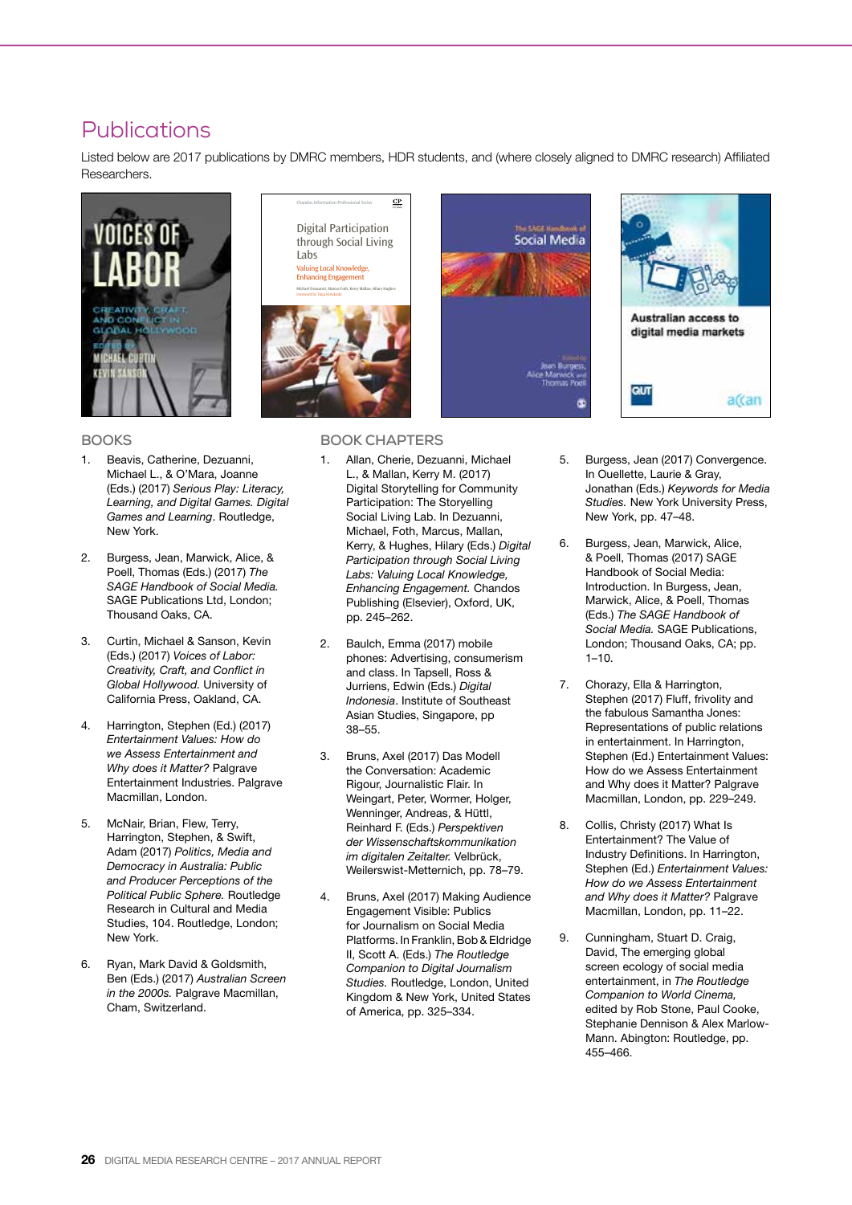# Publications

Listed below are 2017 publications by DMRC members, HDR students, and (where closely aligned to DMRC research) Affiliated Researchers.

## BOOKS

1. Beavis, Catherine, Dezuanni, Michael L., & O'Mara, Joanne (Eds.) (2017) *Serious Play: Literacy, Learning, and Digital Games. Digital Games and Learning*. Routledge, New York.

2. Burgess, Jean, Marwick, Alice, & Poell, Thomas (Eds.) (2017) *The SAGE Handbook of Social Media.* SAGE Publications Ltd, London; Thousand Oaks, CA.

3. Curtin, Michael & Sanson, Kevin (Eds.) (2017) *Voices of Labor: Creativity, Craft, and Conflict in Global Hollywood.* University of California Press, Oakland, CA.

4. Harrington, Stephen (Ed.) (2017) *Entertainment Values: How do we Assess Entertainment and Why does it Matter?* Palgrave Entertainment Industries. Palgrave Macmillan, London.

5. McNair, Brian, Flew, Terry, Harrington, Stephen, & Swift, Adam (2017) *Politics, Media and Democracy in Australia: Public and Producer Perceptions of the Political Public Sphere.* Routledge Research in Cultural and Media Studies, 104. Routledge, London; New York.

6. Ryan, Mark David & Goldsmith, Ben (Eds.) (2017) *Australian Screen in the 2000s.* Palgrave Macmillan, Cham, Switzerland.

## BOOK CHAPTERS

1. Allan, Cherie, Dezuanni, Michael L., & Mallan, Kerry M. (2017) Digital Storytelling for Community Participation: The Storyelling Social Living Lab. In Dezuanni, Michael, Foth, Marcus, Mallan, Kerry, & Hughes, Hilary (Eds.) *Digital Participation through Social Living Labs: Valuing Local Knowledge, Enhancing Engagement.* Chandos Publishing (Elsevier), Oxford, UK, pp. 245–262.

2. Baulch, Emma (2017) mobile phones: Advertising, consumerism and class. In Tapsell, Ross & Jurriens, Edwin (Eds.) *Digital Indonesia*. Institute of Southeast Asian Studies, Singapore, pp 38–55.

3. Bruns, Axel (2017) Das Modell the Conversation: Academic Rigour, Journalistic Flair. In Weingart, Peter, Wormer, Holger, Wenninger, Andreas, & Hüttl, Reinhard F. (Eds.) *Perspektiven der Wissenschaftskommunikation im digitalen Zeitalter.* Velbrück, Weilerswist-Metternich, pp. 78–79.

4. Bruns, Axel (2017) Making Audience Engagement Visible: Publics for Journalism on Social Media Platforms. In Franklin, Bob & Eldridge II, Scott A. (Eds.) *The Routledge Companion to Digital Journalism Studies.* Routledge, London, United Kingdom & New York, United States of America, pp. 325–334.

5. Burgess, Jean (2017) Convergence. In Ouellette, Laurie & Gray, Jonathan (Eds.) *Keywords for Media Studies.* New York University Press, New York, pp. 47–48.

6. Burgess, Jean, Marwick, Alice, & Poell, Thomas (2017) SAGE Handbook of Social Media: Introduction. In Burgess, Jean, Marwick, Alice, & Poell, Thomas (Eds.) *The SAGE Handbook of Social Media.* SAGE Publications, London; Thousand Oaks, CA; pp. 1–10.

7. Chorazy, Ella & Harrington, Stephen (2017) Fluff, frivolity and the fabulous Samantha Jones: Representations of public relations in entertainment. In Harrington, Stephen (Ed.) Entertainment Values: How do we Assess Entertainment and Why does it Matter? Palgrave Macmillan, London, pp. 229–249.

8. Collis, Christy (2017) What Is Entertainment? The Value of Industry Definitions. In Harrington, Stephen (Ed.) *Entertainment Values: How do we Assess Entertainment and Why does it Matter?* Palgrave Macmillan, London, pp. 11–22.

9. Cunningham, Stuart D. Craig, David, The emerging global screen ecology of social media entertainment, in *The Routledge Companion to World Cinema,* edited by Rob Stone, Paul Cooke, Stephanie Dennison & Alex Marlow-Mann. Abington: Routledge, pp. 455–466.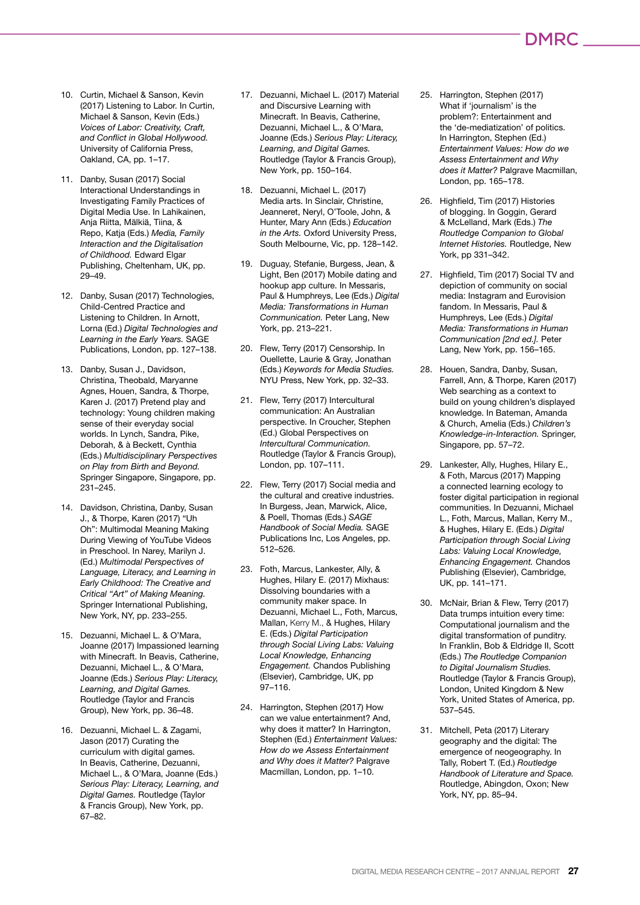10. Curtin, Michael & Sanson, Kevin (2017) Listening to Labor. In Curtin, Michael & Sanson, Kevin (Eds.) *Voices of Labor: Creativity, Craft, and Conflict in Global Hollywood.* University of California Press, Oakland, CA, pp. 1–17.

11. Danby, Susan (2017) Social Interactional Understandings in Investigating Family Practices of Digital Media Use. In Lahikainen, Anja Riitta, Mälkiä, Tiina, & Repo, Katja (Eds.) *Media, Family Interaction and the Digitalisation of Childhood.* Edward Elgar Publishing, Cheltenham, UK, pp. 29–49.

12. Danby, Susan (2017) Technologies, Child-Centred Practice and Listening to Children. In Arnott, Lorna (Ed.) *Digital Technologies and Learning in the Early Years.* SAGE Publications, London, pp. 127–138.

13. Danby, Susan J., Davidson, Christina, Theobald, Maryanne Agnes, Houen, Sandra, & Thorpe, Karen J. (2017) Pretend play and technology: Young children making sense of their everyday social worlds. In Lynch, Sandra, Pike, Deborah, & à Beckett, Cynthia (Eds.) *Multidisciplinary Perspectives on Play from Birth and Beyond.* Springer Singapore, Singapore, pp. 231–245.

14. Davidson, Christina, Danby, Susan J., & Thorpe, Karen (2017) "Uh Oh": Multimodal Meaning Making During Viewing of YouTube Videos in Preschool. In Narey, Marilyn J. (Ed.) *Multimodal Perspectives of Language, Literacy, and Learning in Early Childhood: The Creative and Critical "Art" of Making Meaning.* Springer International Publishing, New York, NY, pp. 233–255.

15. Dezuanni, Michael L. & O'Mara, Joanne (2017) Impassioned learning with Minecraft. In Beavis, Catherine, Dezuanni, Michael L., & O'Mara, Joanne (Eds.) *Serious Play: Literacy, Learning, and Digital Games.* Routledge (Taylor and Francis Group), New York, pp. 36–48.

16. Dezuanni, Michael L. & Zagami, Jason (2017) Curating the curriculum with digital games. In Beavis, Catherine, Dezuanni, Michael L., & O'Mara, Joanne (Eds.) *Serious Play: Literacy, Learning, and Digital Games.* Routledge (Taylor & Francis Group), New York, pp. 67–82.

17. Dezuanni, Michael L. (2017) Material and Discursive Learning with Minecraft. In Beavis, Catherine, Dezuanni, Michael L., & O'Mara, Joanne (Eds.) *Serious Play: Literacy, Learning, and Digital Games.* Routledge (Taylor & Francis Group), New York, pp. 150–164.

18. Dezuanni, Michael L. (2017) Media arts. In Sinclair, Christine, Jeanneret, Neryl, O'Toole, John, & Hunter, Mary Ann (Eds.) *Education in the Arts.* Oxford University Press, South Melbourne, Vic, pp. 128–142.

19. Duguay, Stefanie, Burgess, Jean, & Light, Ben (2017) Mobile dating and hookup app culture. In Messaris, Paul & Humphreys, Lee (Eds.) *Digital Media: Transformations in Human Communication.* Peter Lang, New York, pp. 213–221.

20. Flew, Terry (2017) Censorship. In Ouellette, Laurie & Gray, Jonathan (Eds.) *Keywords for Media Studies.* NYU Press, New York, pp. 32–33.

21. Flew, Terry (2017) Intercultural communication: An Australian perspective. In Croucher, Stephen (Ed.) Global Perspectives on *Intercultural Communication.* Routledge (Taylor & Francis Group), London, pp. 107–111.

22. Flew, Terry (2017) Social media and the cultural and creative industries. In Burgess, Jean, Marwick, Alice, & Poell, Thomas (Eds.) *SAGE Handbook of Social Media.* SAGE Publications Inc, Los Angeles, pp. 512–526.

23. Foth, Marcus, Lankester, Ally, & Hughes, Hilary E. (2017) Mixhaus: Dissolving boundaries with a community maker space. In Dezuanni, Michael L., Foth, Marcus, Mallan, Kerry M., & Hughes, Hilary E. (Eds.) *Digital Participation through Social Living Labs: Valuing Local Knowledge, Enhancing Engagement.* Chandos Publishing (Elsevier), Cambridge, UK, pp 97–116.

24. Harrington, Stephen (2017) How can we value entertainment? And, why does it matter? In Harrington, Stephen (Ed.) *Entertainment Values: How do we Assess Entertainment and Why does it Matter?* Palgrave Macmillan, London, pp. 1–10.

25. Harrington, Stephen (2017) What if 'journalism' is the problem?: Entertainment and the 'de-mediatization' of politics. In Harrington, Stephen (Ed.) *Entertainment Values: How do we Assess Entertainment and Why does it Matter?* Palgrave Macmillan, London, pp. 165–178.

26. Highfield, Tim (2017) Histories of blogging. In Goggin, Gerard & McLelland, Mark (Eds.) *The Routledge Companion to Global Internet Histories.* Routledge, New York, pp 331–342.

27. Highfield, Tim (2017) Social TV and depiction of community on social media: Instagram and Eurovision fandom. In Messaris, Paul & Humphreys, Lee (Eds.) *Digital Media: Transformations in Human Communication [2nd ed.].* Peter Lang, New York, pp. 156–165.

28. Houen, Sandra, Danby, Susan, Farrell, Ann, & Thorpe, Karen (2017) Web searching as a context to build on young children's displayed knowledge. In Bateman, Amanda & Church, Amelia (Eds.) *Children's Knowledge-in-Interaction.* Springer, Singapore, pp. 57–72.

29. Lankester, Ally, Hughes, Hilary E., & Foth, Marcus (2017) Mapping a connected learning ecology to foster digital participation in regional communities. In Dezuanni, Michael L., Foth, Marcus, Mallan, Kerry M., & Hughes, Hilary E. (Eds.) *Digital Participation through Social Living Labs: Valuing Local Knowledge, Enhancing Engagement.* Chandos Publishing (Elsevier), Cambridge, UK, pp. 141–171.

30. McNair, Brian & Flew, Terry (2017) Data trumps intuition every time: Computational journalism and the digital transformation of punditry. In Franklin, Bob & Eldridge II, Scott (Eds.) *The Routledge Companion to Digital Journalism Studies.* Routledge (Taylor & Francis Group), London, United Kingdom & New York, United States of America, pp. 537–545.

31. Mitchell, Peta (2017) Literary geography and the digital: The emergence of neogeography. In Tally, Robert T. (Ed.) *Routledge Handbook of Literature and Space.* Routledge, Abingdon, Oxon; New York, NY, pp. 85–94.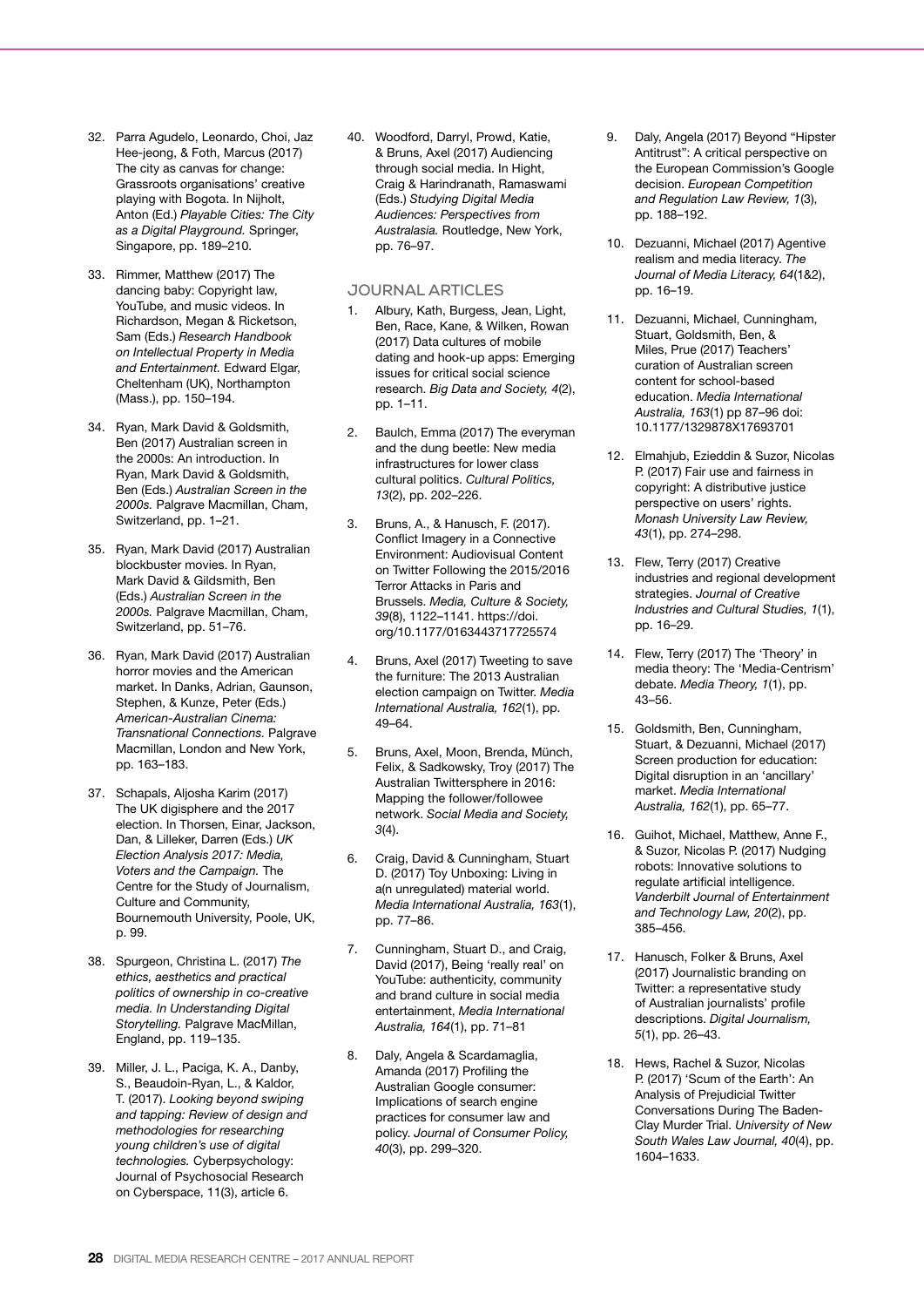32. Parra Agudelo, Leonardo, Choi, Jaz Hee-jeong, & Foth, Marcus (2017) The city as canvas for change: Grassroots organisations' creative playing with Bogota. In Nijholt, Anton (Ed.) *Playable Cities: The City as a Digital Playground.* Springer, Singapore, pp. 189–210.

33. Rimmer, Matthew (2017) The dancing baby: Copyright law, YouTube, and music videos. In Richardson, Megan & Ricketson, Sam (Eds.) *Research Handbook on Intellectual Property in Media and Entertainment.* Edward Elgar, Cheltenham (UK), Northampton (Mass.), pp. 150–194.

34. Ryan, Mark David & Goldsmith, Ben (2017) Australian screen in the 2000s: An introduction. In Ryan, Mark David & Goldsmith, Ben (Eds.) *Australian Screen in the 2000s.* Palgrave Macmillan, Cham, Switzerland, pp. 1–21.

35. Ryan, Mark David (2017) Australian blockbuster movies. In Ryan, Mark David & Gildsmith, Ben (Eds.) *Australian Screen in the 2000s.* Palgrave Macmillan, Cham, Switzerland, pp. 51–76.

36. Ryan, Mark David (2017) Australian horror movies and the American market. In Danks, Adrian, Gaunson, Stephen, & Kunze, Peter (Eds.) *American-Australian Cinema: Transnational Connections.* Palgrave Macmillan, London and New York, pp. 163–183.

37. Schapals, Aljosha Karim (2017) The UK digisphere and the 2017 election. In Thorsen, Einar, Jackson, Dan, & Lilleker, Darren (Eds.) *UK Election Analysis 2017: Media, Voters and the Campaign.* The Centre for the Study of Journalism, Culture and Community, Bournemouth University, Poole, UK, p. 99.

38. Spurgeon, Christina L. (2017) *The ethics, aesthetics and practical politics of ownership in co-creative media. In Understanding Digital Storytelling.* Palgrave MacMillan, England, pp. 119–135.

39. Miller, J. L., Paciga, K. A., Danby, S., Beaudoin-Ryan, L., & Kaldor, T. (2017). *Looking beyond swiping and tapping: Review of design and methodologies for researching young children's use of digital technologies.* Cyberpsychology: Journal of Psychosocial Research on Cyberspace, 11(3), article 6.

40. Woodford, Darryl, Prowd, Katie, & Bruns, Axel (2017) Audiencing through social media. In Hight, Craig & Harindranath, Ramaswami (Eds.) *Studying Digital Media Audiences: Perspectives from Australasia.* Routledge, New York, pp. 76–97.

## JOURNAL ARTICLES

1. Albury, Kath, Burgess, Jean, Light, Ben, Race, Kane, & Wilken, Rowan (2017) Data cultures of mobile dating and hook-up apps: Emerging issues for critical social science research. *Big Data and Society, 4*(2), pp. 1–11.

2. Baulch, Emma (2017) The everyman and the dung beetle: New media infrastructures for lower class cultural politics. *Cultural Politics, 13*(2), pp. 202–226.

3. Bruns, A., & Hanusch, F. (2017). Conflict Imagery in a Connective Environment: Audiovisual Content on Twitter Following the 2015/2016 Terror Attacks in Paris and Brussels. *Media, Culture & Society, 39*(8), 1122–1141. https://doi.org/10.1177/0163443717725574

4. Bruns, Axel (2017) Tweeting to save the furniture: The 2013 Australian election campaign on Twitter. *Media International Australia, 162*(1), pp. 49–64.

5. Bruns, Axel, Moon, Brenda, Münch, Felix, & Sadkowsky, Troy (2017) The Australian Twittersphere in 2016: Mapping the follower/followee network. *Social Media and Society, 3*(4).

6. Craig, David & Cunningham, Stuart D. (2017) Toy Unboxing: Living in a(n unregulated) material world. *Media International Australia, 163*(1), pp. 77–86.

7. Cunningham, Stuart D., and Craig, David (2017), Being 'really real' on YouTube: authenticity, community and brand culture in social media entertainment, *Media International Australia, 164*(1), pp. 71–81

8. Daly, Angela & Scardamaglia, Amanda (2017) Profiling the Australian Google consumer: Implications of search engine practices for consumer law and policy. *Journal of Consumer Policy, 40*(3), pp. 299–320.

9. Daly, Angela (2017) Beyond "Hipster Antitrust": A critical perspective on the European Commission's Google decision. *European Competition and Regulation Law Review, 1*(3), pp. 188–192.

10. Dezuanni, Michael (2017) Agentive realism and media literacy. *The Journal of Media Literacy, 64*(1&2), pp. 16–19.

11. Dezuanni, Michael, Cunningham, Stuart, Goldsmith, Ben, & Miles, Prue (2017) Teachers' curation of Australian screen content for school-based education. *Media International Australia, 163*(1) pp 87–96 doi: 10.1177/1329878X17693701

12. Elmahjub, Ezieddin & Suzor, Nicolas P. (2017) Fair use and fairness in copyright: A distributive justice perspective on users' rights. *Monash University Law Review, 43*(1), pp. 274–298.

13. Flew, Terry (2017) Creative industries and regional development strategies. *Journal of Creative Industries and Cultural Studies, 1*(1), pp. 16–29.

14. Flew, Terry (2017) The 'Theory' in media theory: The 'Media-Centrism' debate. *Media Theory, 1*(1), pp. 43–56.

15. Goldsmith, Ben, Cunningham, Stuart, & Dezuanni, Michael (2017) Screen production for education: Digital disruption in an 'ancillary' market. *Media International Australia, 162*(1), pp. 65–77.

16. Guihot, Michael, Matthew, Anne F., & Suzor, Nicolas P. (2017) Nudging robots: Innovative solutions to regulate artificial intelligence. *Vanderbilt Journal of Entertainment and Technology Law, 20*(2), pp. 385–456.

17. Hanusch, Folker & Bruns, Axel (2017) Journalistic branding on Twitter: a representative study of Australian journalists' profile descriptions. *Digital Journalism, 5*(1), pp. 26–43.

18. Hews, Rachel & Suzor, Nicolas P. (2017) 'Scum of the Earth': An Analysis of Prejudicial Twitter Conversations During The Baden-Clay Murder Trial. *University of New South Wales Law Journal, 40*(4), pp. 1604–1633.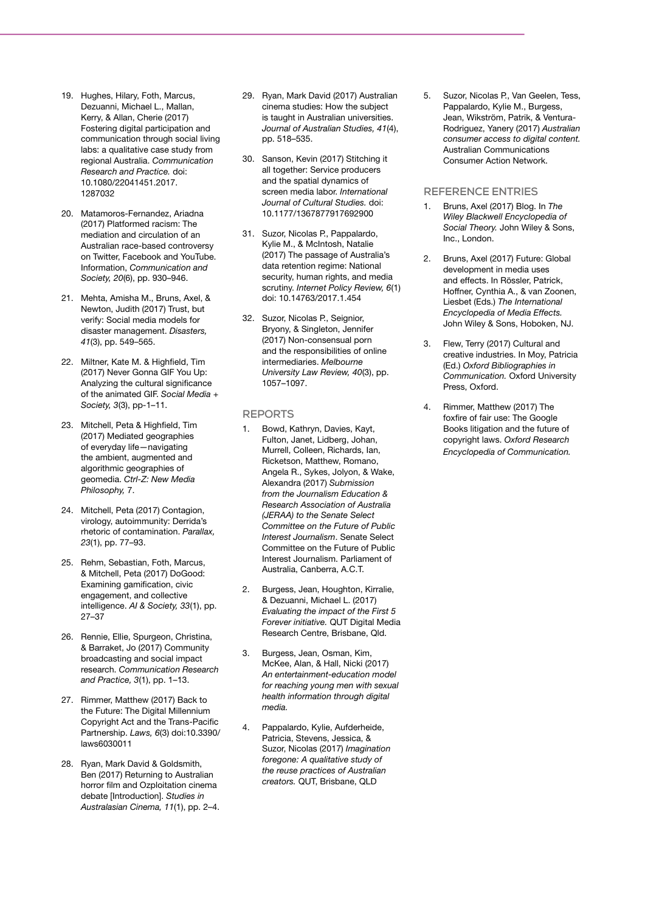19. Hughes, Hilary, Foth, Marcus, Dezuanni, Michael L., Mallan, Kerry, & Allan, Cherie (2017) Fostering digital participation and communication through social living labs: a qualitative case study from regional Australia. *Communication Research and Practice.* doi: 10.1080/22041451.2017.1287032

20. Matamoros-Fernandez, Ariadna (2017) Platformed racism: The mediation and circulation of an Australian race-based controversy on Twitter, Facebook and YouTube. Information, *Communication and Society, 20*(6), pp. 930–946.

21. Mehta, Amisha M., Bruns, Axel, & Newton, Judith (2017) Trust, but verify: Social media models for disaster management. *Disasters, 41*(3), pp. 549–565.

22. Miltner, Kate M. & Highfield, Tim (2017) Never Gonna GIF You Up: Analyzing the cultural significance of the animated GIF. *Social Media + Society, 3*(3), pp-1–11.

23. Mitchell, Peta & Highfield, Tim (2017) Mediated geographies of everyday life—navigating the ambient, augmented and algorithmic geographies of geomedia. *Ctrl-Z: New Media Philosophy,* 7.

24. Mitchell, Peta (2017) Contagion, virology, autoimmunity: Derrida's rhetoric of contamination. *Parallax, 23*(1), pp. 77–93.

25. Rehm, Sebastian, Foth, Marcus, & Mitchell, Peta (2017) DoGood: Examining gamification, civic engagement, and collective intelligence. *AI & Society, 33*(1), pp. 27–37

26. Rennie, Ellie, Spurgeon, Christina, & Barraket, Jo (2017) Community broadcasting and social impact research. *Communication Research and Practice, 3*(1), pp. 1–13.

27. Rimmer, Matthew (2017) Back to the Future: The Digital Millennium Copyright Act and the Trans-Pacific Partnership. *Laws, 6*(3) doi:10.3390/laws6030011

28. Ryan, Mark David & Goldsmith, Ben (2017) Returning to Australian horror film and Ozploitation cinema debate [Introduction]. *Studies in Australasian Cinema, 11*(1), pp. 2–4.

29. Ryan, Mark David (2017) Australian cinema studies: How the subject is taught in Australian universities. *Journal of Australian Studies, 41*(4), pp. 518–535.

30. Sanson, Kevin (2017) Stitching it all together: Service producers and the spatial dynamics of screen media labor. *International Journal of Cultural Studies.* doi: 10.1177/1367877917692900

31. Suzor, Nicolas P., Pappalardo, Kylie M., & McIntosh, Natalie (2017) The passage of Australia's data retention regime: National security, human rights, and media scrutiny. *Internet Policy Review, 6*(1) doi: 10.14763/2017.1.454

32. Suzor, Nicolas P., Seignior, Bryony, & Singleton, Jennifer (2017) Non-consensual porn and the responsibilities of online intermediaries. *Melbourne University Law Review, 40*(3), pp. 1057–1097.

## REPORTS

1. Bowd, Kathryn, Davies, Kayt, Fulton, Janet, Lidberg, Johan, Murrell, Colleen, Richards, Ian, Ricketson, Matthew, Romano, Angela R., Sykes, Jolyon, & Wake, Alexandra (2017) *Submission from the Journalism Education & Research Association of Australia (JERAA) to the Senate Select Committee on the Future of Public Interest Journalism*. Senate Select Committee on the Future of Public Interest Journalism. Parliament of Australia, Canberra, A.C.T.

2. Burgess, Jean, Houghton, Kirralie, & Dezuanni, Michael L. (2017) *Evaluating the impact of the First 5 Forever initiative.* QUT Digital Media Research Centre, Brisbane, Qld.

3. Burgess, Jean, Osman, Kim, McKee, Alan, & Hall, Nicki (2017) *An entertainment-education model for reaching young men with sexual health information through digital media.*

4. Pappalardo, Kylie, Aufderheide, Patricia, Stevens, Jessica, & Suzor, Nicolas (2017) *Imagination foregone: A qualitative study of the reuse practices of Australian creators.* QUT, Brisbane, QLD

5. Suzor, Nicolas P., Van Geelen, Tess, Pappalardo, Kylie M., Burgess, Jean, Wikström, Patrik, & Ventura-Rodriguez, Yanery (2017) *Australian consumer access to digital content.* Australian Communications Consumer Action Network.

## REFERENCE ENTRIES

1. Bruns, Axel (2017) Blog. In *The Wiley Blackwell Encyclopedia of Social Theory.* John Wiley & Sons, Inc., London.

2. Bruns, Axel (2017) Future: Global development in media uses and effects. In Rössler, Patrick, Hoffner, Cynthia A., & van Zoonen, Liesbet (Eds.) *The International Encyclopedia of Media Effects.* John Wiley & Sons, Hoboken, NJ.

3. Flew, Terry (2017) Cultural and creative industries. In Moy, Patricia (Ed.) *Oxford Bibliographies in Communication.* Oxford University Press, Oxford.

4. Rimmer, Matthew (2017) The foxfire of fair use: The Google Books litigation and the future of copyright laws. *Oxford Research Encyclopedia of Communication.*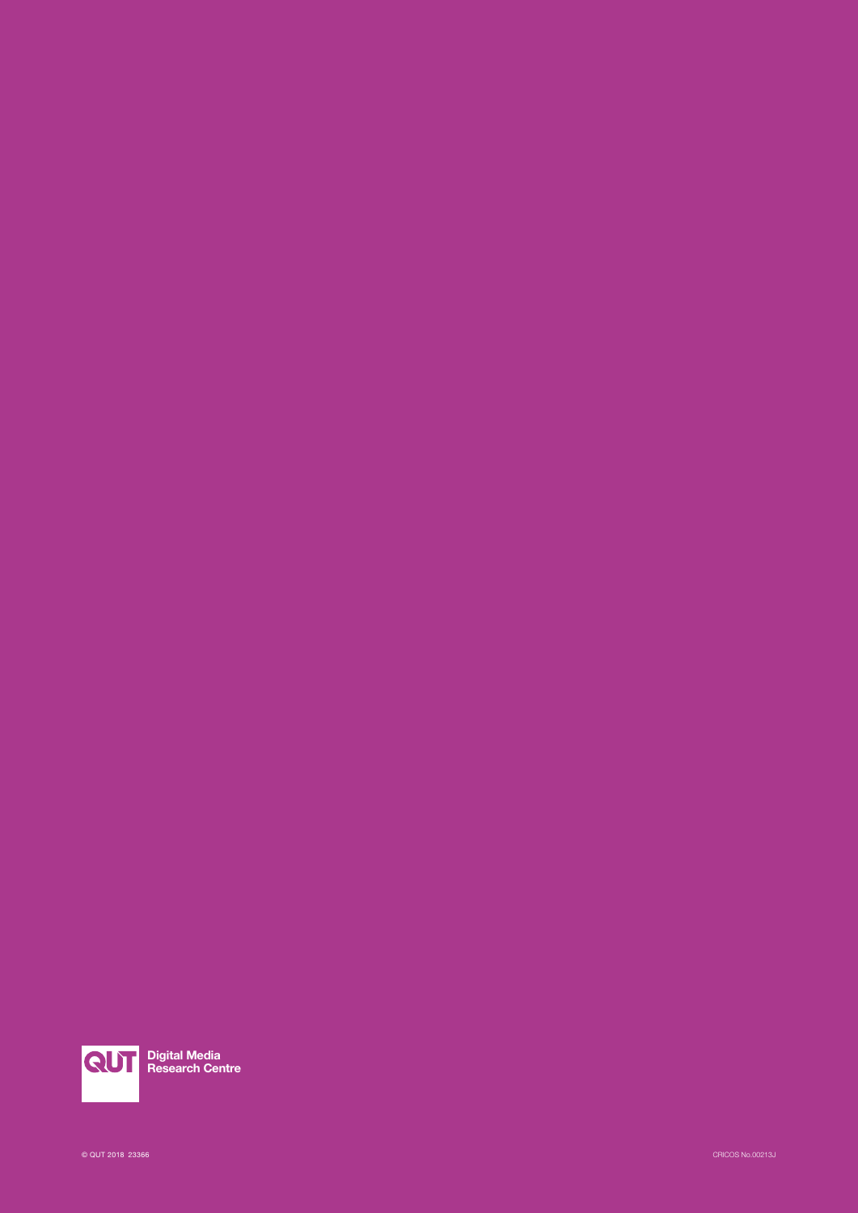QUT

Digital Media
Research Centre

© QUT 2018 23366

CRICOS No.00213J